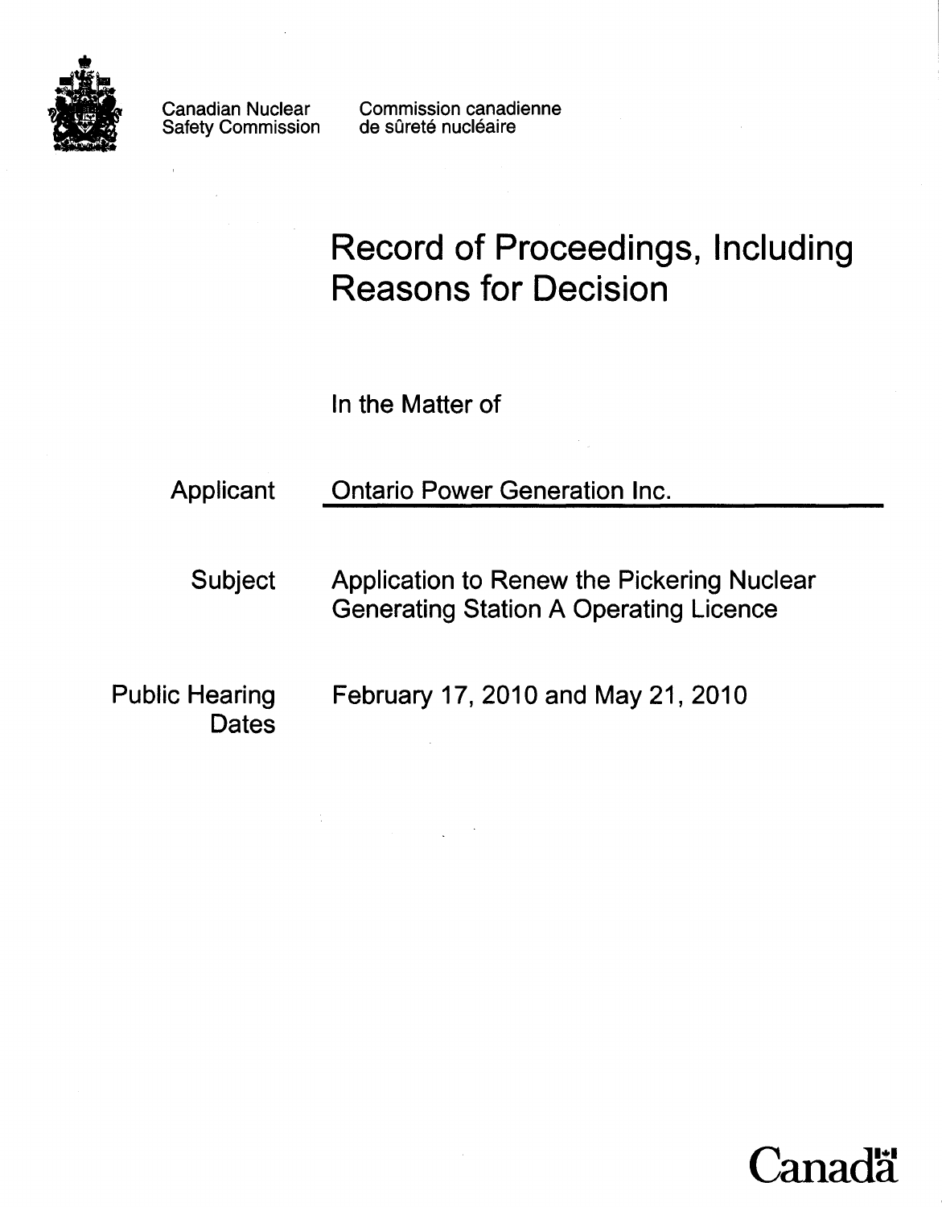Canadian Nuclear Safety Commission

Commission canadienne de sûreté nucléaire

# Record of Proceedings, Including Reasons for Decision

In the Matter of

| | |
|---|---|
| Applicant | Ontario Power Generation Inc. |
| Subject | Application to Renew the Pickering Nuclear Generating Station A Operating Licence |
| Public Hearing Dates | February 17, 2010 and May 21, 2010 |

Canada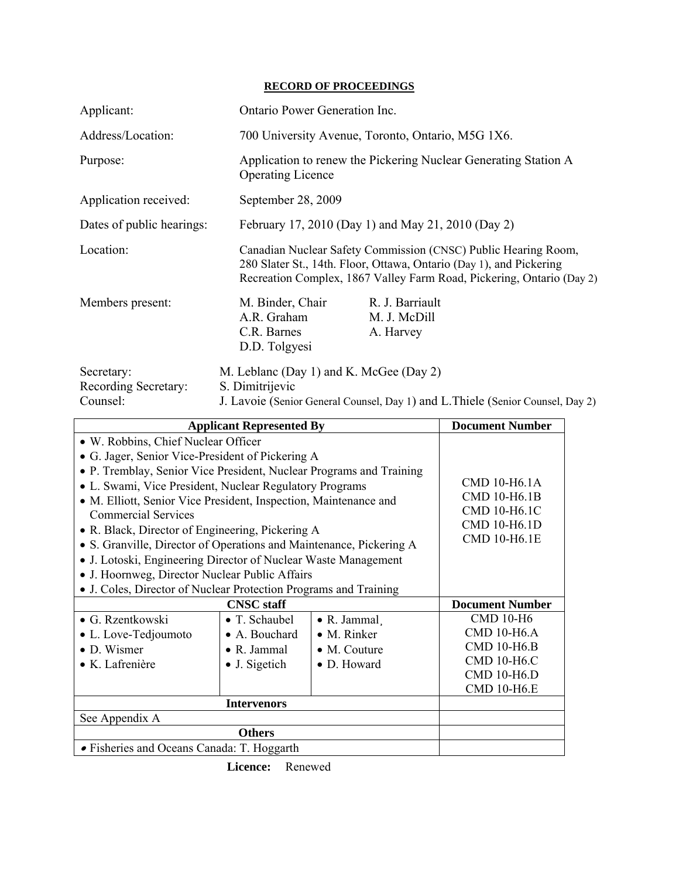**RECORD OF PROCEEDINGS**

| | |
|---|---|
| Applicant: | Ontario Power Generation Inc. |
| Address/Location: | 700 University Avenue, Toronto, Ontario, M5G 1X6. |
| Purpose: | Application to renew the Pickering Nuclear Generating Station A Operating Licence |
| Application received: | September 28, 2009 |
| Dates of public hearings: | February 17, 2010 (Day 1) and May 21, 2010 (Day 2) |
| Location: | Canadian Nuclear Safety Commission (CNSC) Public Hearing Room, 280 Slater St., 14th. Floor, Ottawa, Ontario (Day 1), and Pickering Recreation Complex, 1867 Valley Farm Road, Pickering, Ontario (Day 2) |
| Members present: | M. Binder, Chair; A.R. Graham; C.R. Barnes; D.D. Tolgyesi; R. J. Barriault; M. J. McDill; A. Harvey |
| Secretary: | M. Leblanc (Day 1) and K. McGee (Day 2) |
| Recording Secretary: | S. Dimitrijevic |
| Counsel: | J. Lavoie (Senior General Counsel, Day 1) and L.Thiele (Senior Counsel, Day 2) |

| Applicant Represented By | | | Document Number |
|---|---|---|---|
| • W. Robbins, Chief Nuclear Officer<br>• G. Jager, Senior Vice-President of Pickering A<br>• P. Tremblay, Senior Vice President, Nuclear Programs and Training<br>• L. Swami, Vice President, Nuclear Regulatory Programs<br>• M. Elliott, Senior Vice President, Inspection, Maintenance and Commercial Services<br>• R. Black, Director of Engineering, Pickering A<br>• S. Granville, Director of Operations and Maintenance, Pickering A<br>• J. Lotoski, Engineering Director of Nuclear Waste Management<br>• J. Hoornweg, Director Nuclear Public Affairs<br>• J. Coles, Director of Nuclear Protection Programs and Training | | | CMD 10-H6.1A<br>CMD 10-H6.1B<br>CMD 10-H6.1C<br>CMD 10-H6.1D<br>CMD 10-H6.1E |
| **CNSC staff** | | | **Document Number** |
| • G. Rzentkowski<br>• L. Love-Tedjoumoto<br>• D. Wismer<br>• K. Lafrenière | • T. Schaubel<br>• A. Bouchard<br>• R. Jammal<br>• J. Sigetich | • R. Jammal¸<br>• M. Rinker<br>• M. Couture<br>• D. Howard | CMD 10-H6<br>CMD 10-H6.A<br>CMD 10-H6.B<br>CMD 10-H6.C<br>CMD 10-H6.D<br>CMD 10-H6.E |
| **Intervenors** | | | |
| See Appendix A | | | |
| **Others** | | | |
| • Fisheries and Oceans Canada: T. Hoggarth | | | |

**Licence:** Renewed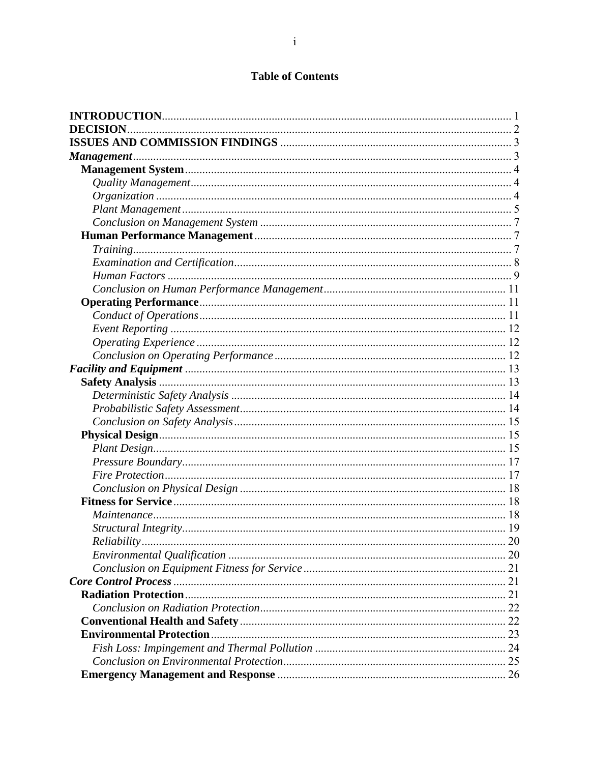# Table of Contents

**INTRODUCTION** ..... 1
**DECISION** ..... 2
**ISSUES AND COMMISSION FINDINGS** ..... 3
***Management*** ..... 3
- **Management System** ..... 4
  - *Quality Management* ..... 4
  - *Organization* ..... 4
  - *Plant Management* ..... 5
  - *Conclusion on Management System* ..... 7
- **Human Performance Management** ..... 7
  - *Training* ..... 7
  - *Examination and Certification* ..... 8
  - *Human Factors* ..... 9
  - *Conclusion on Human Performance Management* ..... 11
- **Operating Performance** ..... 11
  - *Conduct of Operations* ..... 11
  - *Event Reporting* ..... 12
  - *Operating Experience* ..... 12
  - *Conclusion on Operating Performance* ..... 12

***Facility and Equipment*** ..... 13
- **Safety Analysis** ..... 13
  - *Deterministic Safety Analysis* ..... 14
  - *Probabilistic Safety Assessment* ..... 14
  - *Conclusion on Safety Analysis* ..... 15
- **Physical Design** ..... 15
  - *Plant Design* ..... 15
  - *Pressure Boundary* ..... 17
  - *Fire Protection* ..... 17
  - *Conclusion on Physical Design* ..... 18
- **Fitness for Service** ..... 18
  - *Maintenance* ..... 18
  - *Structural Integrity* ..... 19
  - *Reliability* ..... 20
  - *Environmental Qualification* ..... 20
  - *Conclusion on Equipment Fitness for Service* ..... 21

***Core Control Process*** ..... 21
- **Radiation Protection** ..... 21
  - *Conclusion on Radiation Protection* ..... 22
- **Conventional Health and Safety** ..... 22
- **Environmental Protection** ..... 23
  - *Fish Loss: Impingement and Thermal Pollution* ..... 24
  - *Conclusion on Environmental Protection* ..... 25
- **Emergency Management and Response** ..... 26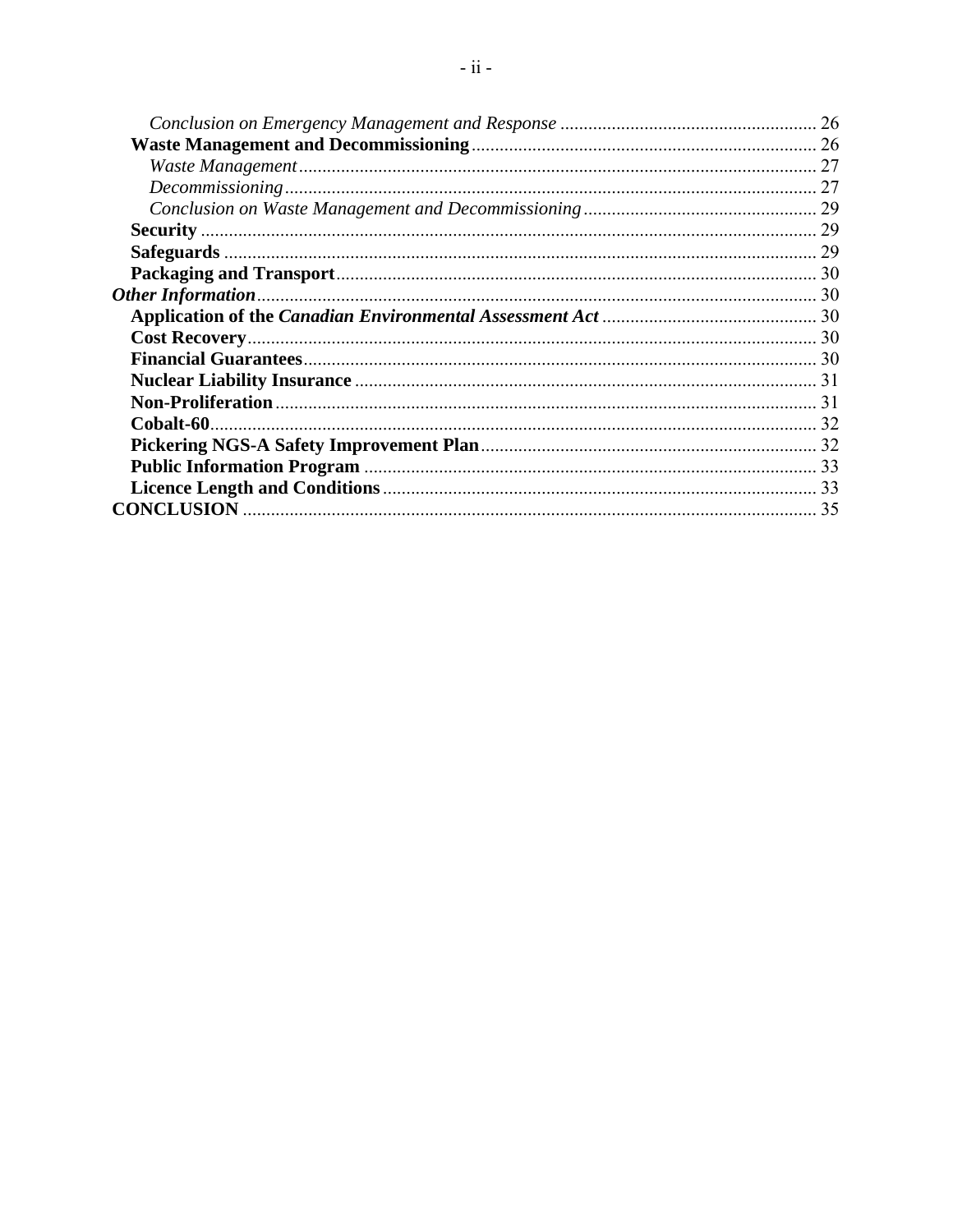*Conclusion on Emergency Management and Response* ........ 26
**Waste Management and Decommissioning** ........ 26
*Waste Management* ........ 27
*Decommissioning* ........ 27
*Conclusion on Waste Management and Decommissioning* ........ 29
**Security** ........ 29
**Safeguards** ........ 29
**Packaging and Transport** ........ 30
***Other Information*** ........ 30
**Application of the *Canadian Environmental Assessment Act*** ........ 30
**Cost Recovery** ........ 30
**Financial Guarantees** ........ 30
**Nuclear Liability Insurance** ........ 31
**Non-Proliferation** ........ 31
**Cobalt-60** ........ 32
**Pickering NGS-A Safety Improvement Plan** ........ 32
**Public Information Program** ........ 33
**Licence Length and Conditions** ........ 33
**CONCLUSION** ........ 35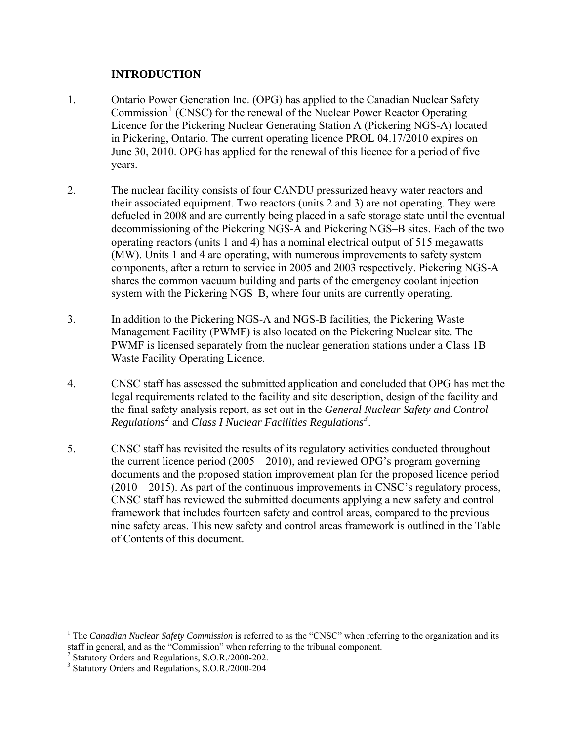## INTRODUCTION

1. Ontario Power Generation Inc. (OPG) has applied to the Canadian Nuclear Safety Commission[1] (CNSC) for the renewal of the Nuclear Power Reactor Operating Licence for the Pickering Nuclear Generating Station A (Pickering NGS-A) located in Pickering, Ontario. The current operating licence PROL 04.17/2010 expires on June 30, 2010. OPG has applied for the renewal of this licence for a period of five years.

2. The nuclear facility consists of four CANDU pressurized heavy water reactors and their associated equipment. Two reactors (units 2 and 3) are not operating. They were defueled in 2008 and are currently being placed in a safe storage state until the eventual decommissioning of the Pickering NGS-A and Pickering NGS–B sites. Each of the two operating reactors (units 1 and 4) has a nominal electrical output of 515 megawatts (MW). Units 1 and 4 are operating, with numerous improvements to safety system components, after a return to service in 2005 and 2003 respectively. Pickering NGS-A shares the common vacuum building and parts of the emergency coolant injection system with the Pickering NGS–B, where four units are currently operating.

3. In addition to the Pickering NGS-A and NGS-B facilities, the Pickering Waste Management Facility (PWMF) is also located on the Pickering Nuclear site. The PWMF is licensed separately from the nuclear generation stations under a Class 1B Waste Facility Operating Licence.

4. CNSC staff has assessed the submitted application and concluded that OPG has met the legal requirements related to the facility and site description, design of the facility and the final safety analysis report, as set out in the *General Nuclear Safety and Control Regulations*[2] and *Class I Nuclear Facilities Regulations*[3].

5. CNSC staff has revisited the results of its regulatory activities conducted throughout the current licence period (2005 – 2010), and reviewed OPG's program governing documents and the proposed station improvement plan for the proposed licence period (2010 – 2015). As part of the continuous improvements in CNSC's regulatory process, CNSC staff has reviewed the submitted documents applying a new safety and control framework that includes fourteen safety and control areas, compared to the previous nine safety areas. This new safety and control areas framework is outlined in the Table of Contents of this document.

---

[1] The *Canadian Nuclear Safety Commission* is referred to as the "CNSC" when referring to the organization and its staff in general, and as the "Commission" when referring to the tribunal component.

[2] Statutory Orders and Regulations, S.O.R./2000-202.

[3] Statutory Orders and Regulations, S.O.R./2000-204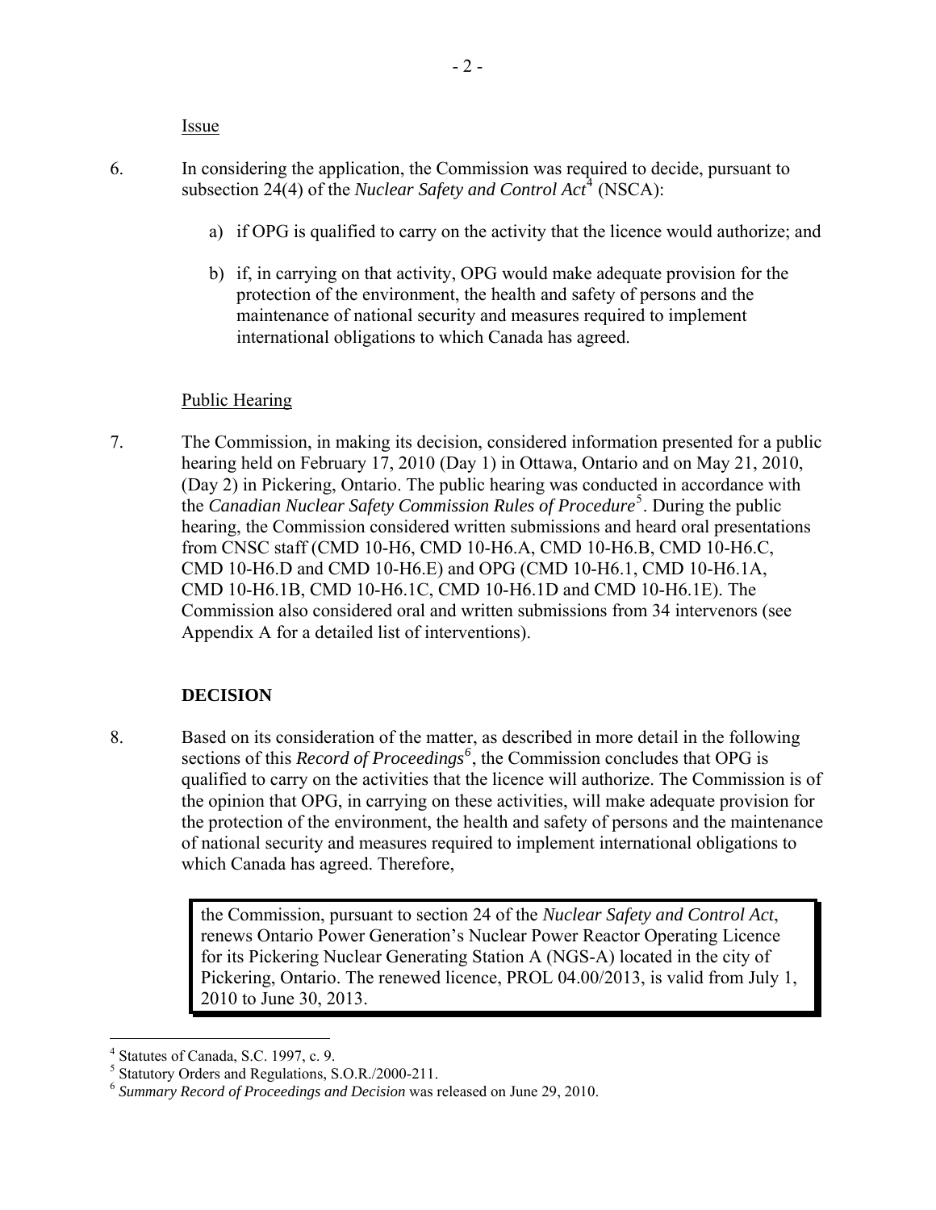Issue

6. In considering the application, the Commission was required to decide, pursuant to subsection 24(4) of the *Nuclear Safety and Control Act*[4] (NSCA):

   a) if OPG is qualified to carry on the activity that the licence would authorize; and

   b) if, in carrying on that activity, OPG would make adequate provision for the protection of the environment, the health and safety of persons and the maintenance of national security and measures required to implement international obligations to which Canada has agreed.

Public Hearing

7. The Commission, in making its decision, considered information presented for a public hearing held on February 17, 2010 (Day 1) in Ottawa, Ontario and on May 21, 2010, (Day 2) in Pickering, Ontario. The public hearing was conducted in accordance with the *Canadian Nuclear Safety Commission Rules of Procedure*[5]. During the public hearing, the Commission considered written submissions and heard oral presentations from CNSC staff (CMD 10-H6, CMD 10-H6.A, CMD 10-H6.B, CMD 10-H6.C, CMD 10-H6.D and CMD 10-H6.E) and OPG (CMD 10-H6.1, CMD 10-H6.1A, CMD 10-H6.1B, CMD 10-H6.1C, CMD 10-H6.1D and CMD 10-H6.1E). The Commission also considered oral and written submissions from 34 intervenors (see Appendix A for a detailed list of interventions).

**DECISION**

8. Based on its consideration of the matter, as described in more detail in the following sections of this *Record of Proceedings*[6], the Commission concludes that OPG is qualified to carry on the activities that the licence will authorize. The Commission is of the opinion that OPG, in carrying on these activities, will make adequate provision for the protection of the environment, the health and safety of persons and the maintenance of national security and measures required to implement international obligations to which Canada has agreed. Therefore,

> the Commission, pursuant to section 24 of the *Nuclear Safety and Control Act*, renews Ontario Power Generation's Nuclear Power Reactor Operating Licence for its Pickering Nuclear Generating Station A (NGS-A) located in the city of Pickering, Ontario. The renewed licence, PROL 04.00/2013, is valid from July 1, 2010 to June 30, 2013.

---

[4] Statutes of Canada, S.C. 1997, c. 9.

[5] Statutory Orders and Regulations, S.O.R./2000-211.

[6] *Summary Record of Proceedings and Decision* was released on June 29, 2010.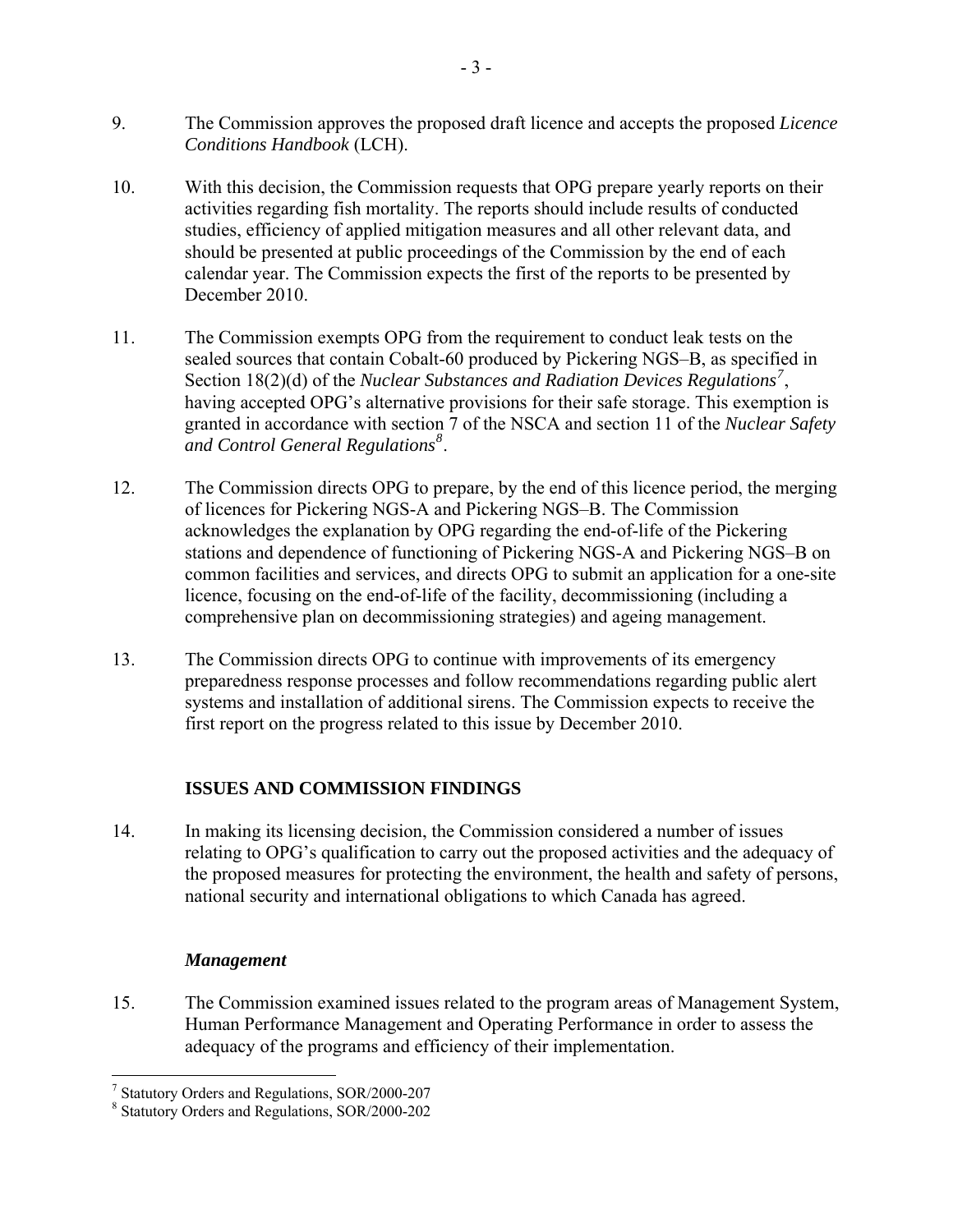9. The Commission approves the proposed draft licence and accepts the proposed *Licence Conditions Handbook* (LCH).

10. With this decision, the Commission requests that OPG prepare yearly reports on their activities regarding fish mortality. The reports should include results of conducted studies, efficiency of applied mitigation measures and all other relevant data, and should be presented at public proceedings of the Commission by the end of each calendar year. The Commission expects the first of the reports to be presented by December 2010.

11. The Commission exempts OPG from the requirement to conduct leak tests on the sealed sources that contain Cobalt-60 produced by Pickering NGS–B, as specified in Section 18(2)(d) of the *Nuclear Substances and Radiation Devices Regulations*[7], having accepted OPG's alternative provisions for their safe storage. This exemption is granted in accordance with section 7 of the NSCA and section 11 of the *Nuclear Safety and Control General Regulations*[8].

12. The Commission directs OPG to prepare, by the end of this licence period, the merging of licences for Pickering NGS-A and Pickering NGS–B. The Commission acknowledges the explanation by OPG regarding the end-of-life of the Pickering stations and dependence of functioning of Pickering NGS-A and Pickering NGS–B on common facilities and services, and directs OPG to submit an application for a one-site licence, focusing on the end-of-life of the facility, decommissioning (including a comprehensive plan on decommissioning strategies) and ageing management.

13. The Commission directs OPG to continue with improvements of its emergency preparedness response processes and follow recommendations regarding public alert systems and installation of additional sirens. The Commission expects to receive the first report on the progress related to this issue by December 2010.

## ISSUES AND COMMISSION FINDINGS

14. In making its licensing decision, the Commission considered a number of issues relating to OPG's qualification to carry out the proposed activities and the adequacy of the proposed measures for protecting the environment, the health and safety of persons, national security and international obligations to which Canada has agreed.

### *Management*

15. The Commission examined issues related to the program areas of Management System, Human Performance Management and Operating Performance in order to assess the adequacy of the programs and efficiency of their implementation.

---

[7] Statutory Orders and Regulations, SOR/2000-207

[8] Statutory Orders and Regulations, SOR/2000-202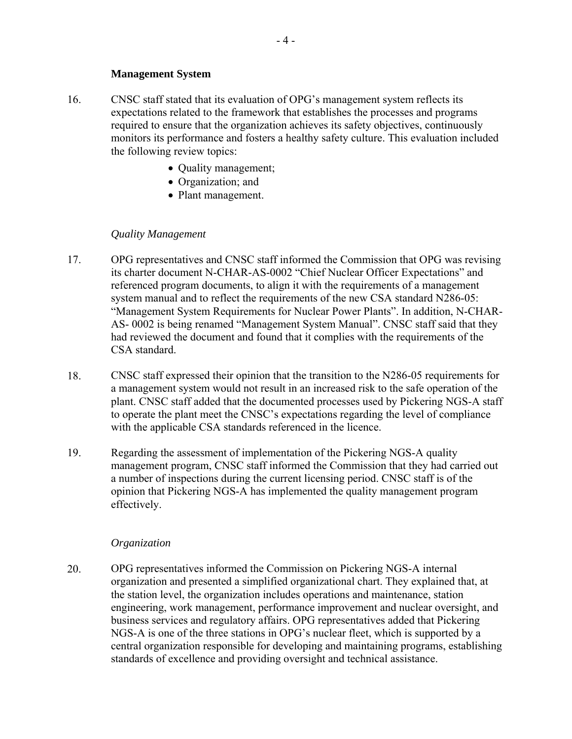**Management System**

16. CNSC staff stated that its evaluation of OPG's management system reflects its expectations related to the framework that establishes the processes and programs required to ensure that the organization achieves its safety objectives, continuously monitors its performance and fosters a healthy safety culture. This evaluation included the following review topics:

- Quality management;
- Organization; and
- Plant management.

*Quality Management*

17. OPG representatives and CNSC staff informed the Commission that OPG was revising its charter document N-CHAR-AS-0002 "Chief Nuclear Officer Expectations" and referenced program documents, to align it with the requirements of a management system manual and to reflect the requirements of the new CSA standard N286-05: "Management System Requirements for Nuclear Power Plants". In addition, N-CHAR-AS- 0002 is being renamed "Management System Manual". CNSC staff said that they had reviewed the document and found that it complies with the requirements of the CSA standard.

18. CNSC staff expressed their opinion that the transition to the N286-05 requirements for a management system would not result in an increased risk to the safe operation of the plant. CNSC staff added that the documented processes used by Pickering NGS-A staff to operate the plant meet the CNSC's expectations regarding the level of compliance with the applicable CSA standards referenced in the licence.

19. Regarding the assessment of implementation of the Pickering NGS-A quality management program, CNSC staff informed the Commission that they had carried out a number of inspections during the current licensing period. CNSC staff is of the opinion that Pickering NGS-A has implemented the quality management program effectively.

*Organization*

20. OPG representatives informed the Commission on Pickering NGS-A internal organization and presented a simplified organizational chart. They explained that, at the station level, the organization includes operations and maintenance, station engineering, work management, performance improvement and nuclear oversight, and business services and regulatory affairs. OPG representatives added that Pickering NGS-A is one of the three stations in OPG's nuclear fleet, which is supported by a central organization responsible for developing and maintaining programs, establishing standards of excellence and providing oversight and technical assistance.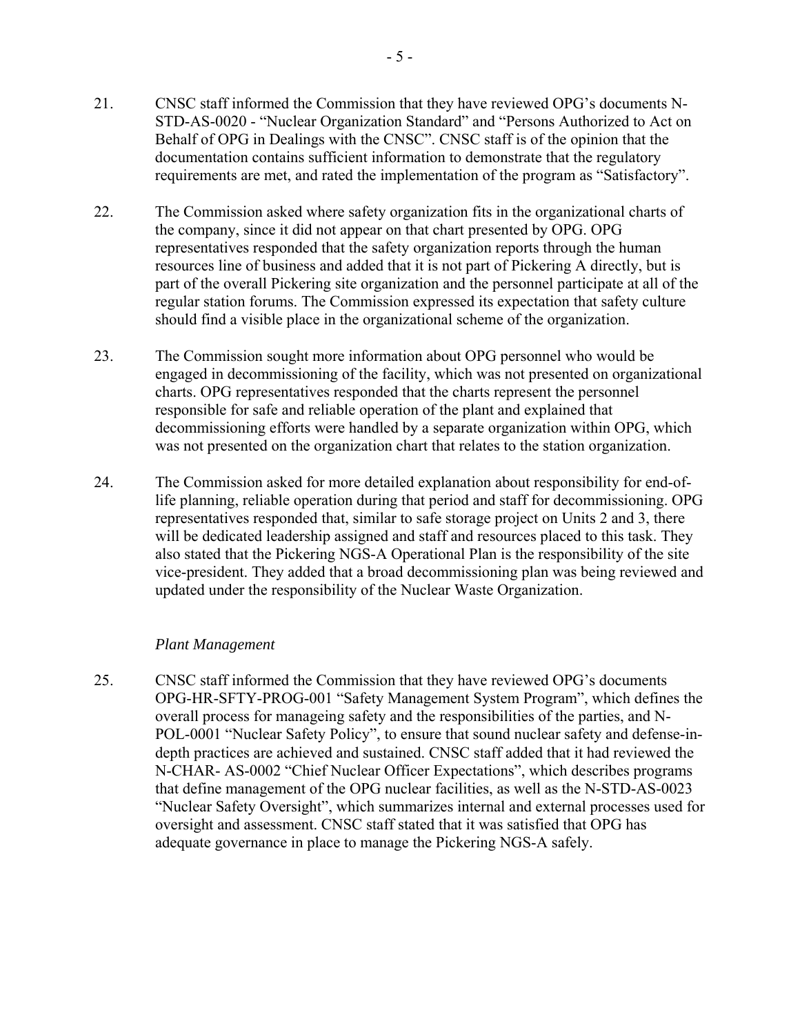21. CNSC staff informed the Commission that they have reviewed OPG's documents N-STD-AS-0020 - "Nuclear Organization Standard" and "Persons Authorized to Act on Behalf of OPG in Dealings with the CNSC". CNSC staff is of the opinion that the documentation contains sufficient information to demonstrate that the regulatory requirements are met, and rated the implementation of the program as "Satisfactory".

22. The Commission asked where safety organization fits in the organizational charts of the company, since it did not appear on that chart presented by OPG. OPG representatives responded that the safety organization reports through the human resources line of business and added that it is not part of Pickering A directly, but is part of the overall Pickering site organization and the personnel participate at all of the regular station forums. The Commission expressed its expectation that safety culture should find a visible place in the organizational scheme of the organization.

23. The Commission sought more information about OPG personnel who would be engaged in decommissioning of the facility, which was not presented on organizational charts. OPG representatives responded that the charts represent the personnel responsible for safe and reliable operation of the plant and explained that decommissioning efforts were handled by a separate organization within OPG, which was not presented on the organization chart that relates to the station organization.

24. The Commission asked for more detailed explanation about responsibility for end-of-life planning, reliable operation during that period and staff for decommissioning. OPG representatives responded that, similar to safe storage project on Units 2 and 3, there will be dedicated leadership assigned and staff and resources placed to this task. They also stated that the Pickering NGS-A Operational Plan is the responsibility of the site vice-president. They added that a broad decommissioning plan was being reviewed and updated under the responsibility of the Nuclear Waste Organization.

*Plant Management*

25. CNSC staff informed the Commission that they have reviewed OPG's documents OPG-HR-SFTY-PROG-001 "Safety Management System Program", which defines the overall process for manageing safety and the responsibilities of the parties, and N-POL-0001 "Nuclear Safety Policy", to ensure that sound nuclear safety and defense-in-depth practices are achieved and sustained. CNSC staff added that it had reviewed the N-CHAR- AS-0002 "Chief Nuclear Officer Expectations", which describes programs that define management of the OPG nuclear facilities, as well as the N-STD-AS-0023 "Nuclear Safety Oversight", which summarizes internal and external processes used for oversight and assessment. CNSC staff stated that it was satisfied that OPG has adequate governance in place to manage the Pickering NGS-A safely.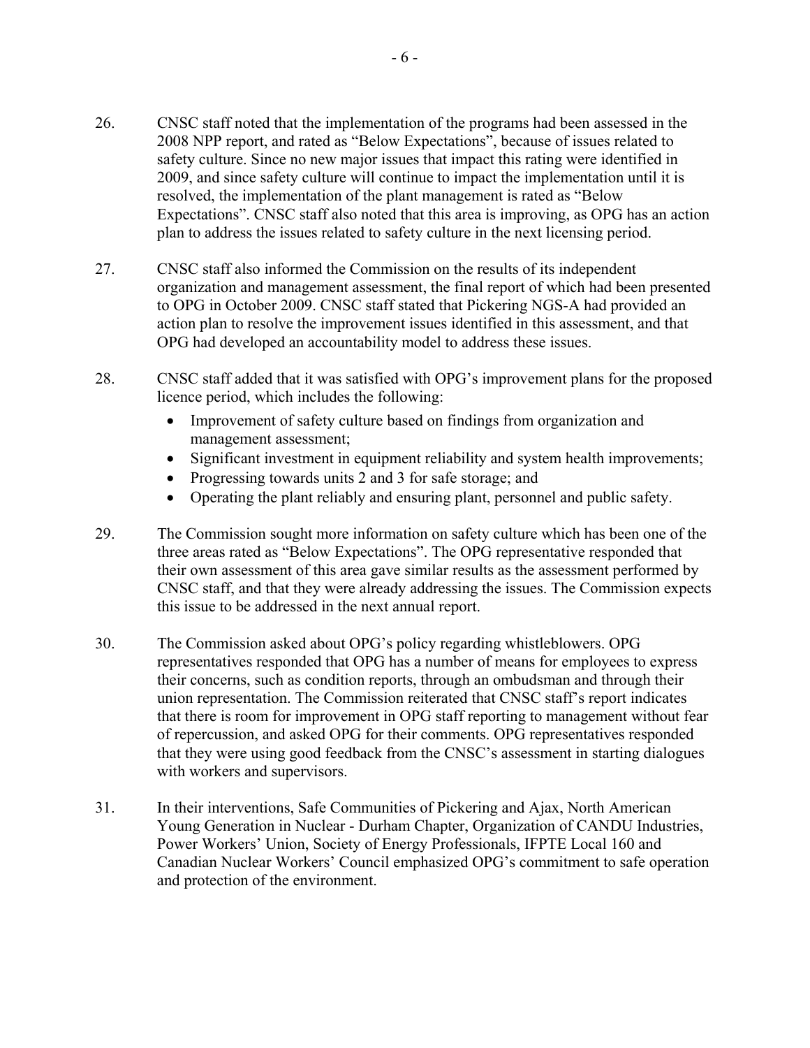26. CNSC staff noted that the implementation of the programs had been assessed in the 2008 NPP report, and rated as "Below Expectations", because of issues related to safety culture. Since no new major issues that impact this rating were identified in 2009, and since safety culture will continue to impact the implementation until it is resolved, the implementation of the plant management is rated as "Below Expectations". CNSC staff also noted that this area is improving, as OPG has an action plan to address the issues related to safety culture in the next licensing period.

27. CNSC staff also informed the Commission on the results of its independent organization and management assessment, the final report of which had been presented to OPG in October 2009. CNSC staff stated that Pickering NGS-A had provided an action plan to resolve the improvement issues identified in this assessment, and that OPG had developed an accountability model to address these issues.

28. CNSC staff added that it was satisfied with OPG's improvement plans for the proposed licence period, which includes the following:
    - Improvement of safety culture based on findings from organization and management assessment;
    - Significant investment in equipment reliability and system health improvements;
    - Progressing towards units 2 and 3 for safe storage; and
    - Operating the plant reliably and ensuring plant, personnel and public safety.

29. The Commission sought more information on safety culture which has been one of the three areas rated as "Below Expectations". The OPG representative responded that their own assessment of this area gave similar results as the assessment performed by CNSC staff, and that they were already addressing the issues. The Commission expects this issue to be addressed in the next annual report.

30. The Commission asked about OPG's policy regarding whistleblowers. OPG representatives responded that OPG has a number of means for employees to express their concerns, such as condition reports, through an ombudsman and through their union representation. The Commission reiterated that CNSC staff's report indicates that there is room for improvement in OPG staff reporting to management without fear of repercussion, and asked OPG for their comments. OPG representatives responded that they were using good feedback from the CNSC's assessment in starting dialogues with workers and supervisors.

31. In their interventions, Safe Communities of Pickering and Ajax, North American Young Generation in Nuclear - Durham Chapter, Organization of CANDU Industries, Power Workers' Union, Society of Energy Professionals, IFPTE Local 160 and Canadian Nuclear Workers' Council emphasized OPG's commitment to safe operation and protection of the environment.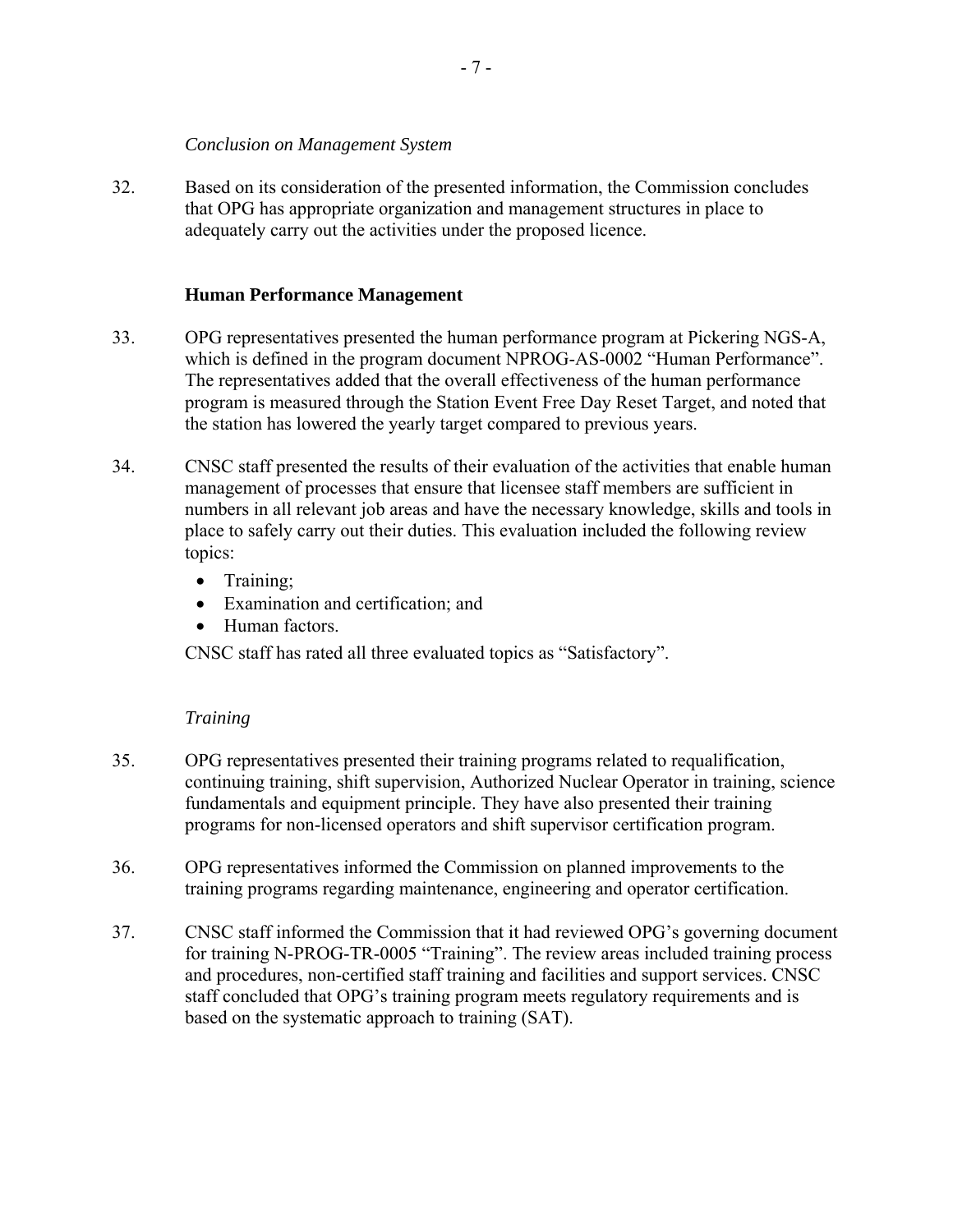*Conclusion on Management System*

32. Based on its consideration of the presented information, the Commission concludes that OPG has appropriate organization and management structures in place to adequately carry out the activities under the proposed licence.

**Human Performance Management**

33. OPG representatives presented the human performance program at Pickering NGS-A, which is defined in the program document NPROG-AS-0002 "Human Performance". The representatives added that the overall effectiveness of the human performance program is measured through the Station Event Free Day Reset Target, and noted that the station has lowered the yearly target compared to previous years.

34. CNSC staff presented the results of their evaluation of the activities that enable human management of processes that ensure that licensee staff members are sufficient in numbers in all relevant job areas and have the necessary knowledge, skills and tools in place to safely carry out their duties. This evaluation included the following review topics:

- Training;
- Examination and certification; and
- Human factors.

CNSC staff has rated all three evaluated topics as "Satisfactory".

*Training*

35. OPG representatives presented their training programs related to requalification, continuing training, shift supervision, Authorized Nuclear Operator in training, science fundamentals and equipment principle. They have also presented their training programs for non-licensed operators and shift supervisor certification program.

36. OPG representatives informed the Commission on planned improvements to the training programs regarding maintenance, engineering and operator certification.

37. CNSC staff informed the Commission that it had reviewed OPG's governing document for training N-PROG-TR-0005 "Training". The review areas included training process and procedures, non-certified staff training and facilities and support services. CNSC staff concluded that OPG's training program meets regulatory requirements and is based on the systematic approach to training (SAT).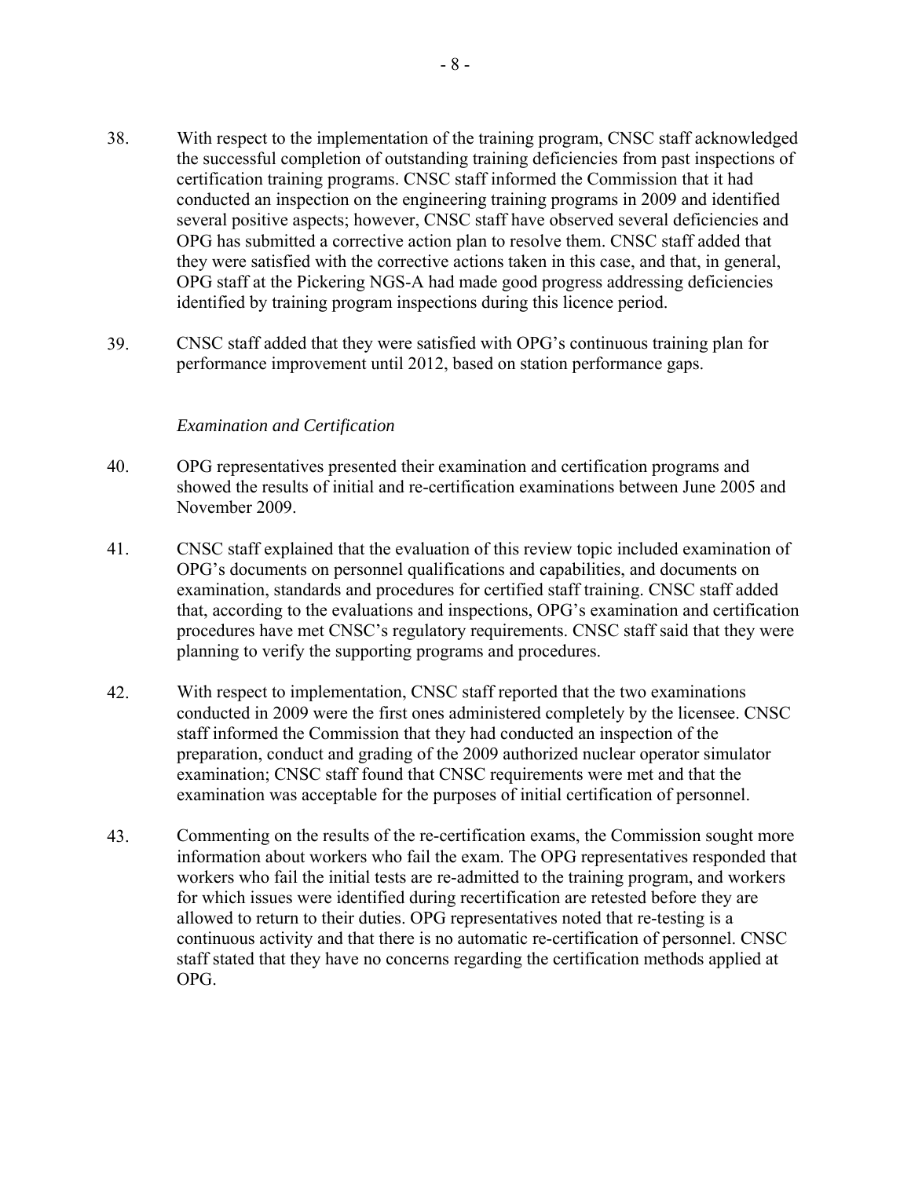38. With respect to the implementation of the training program, CNSC staff acknowledged the successful completion of outstanding training deficiencies from past inspections of certification training programs. CNSC staff informed the Commission that it had conducted an inspection on the engineering training programs in 2009 and identified several positive aspects; however, CNSC staff have observed several deficiencies and OPG has submitted a corrective action plan to resolve them. CNSC staff added that they were satisfied with the corrective actions taken in this case, and that, in general, OPG staff at the Pickering NGS-A had made good progress addressing deficiencies identified by training program inspections during this licence period.

39. CNSC staff added that they were satisfied with OPG's continuous training plan for performance improvement until 2012, based on station performance gaps.

*Examination and Certification*

40. OPG representatives presented their examination and certification programs and showed the results of initial and re-certification examinations between June 2005 and November 2009.

41. CNSC staff explained that the evaluation of this review topic included examination of OPG's documents on personnel qualifications and capabilities, and documents on examination, standards and procedures for certified staff training. CNSC staff added that, according to the evaluations and inspections, OPG's examination and certification procedures have met CNSC's regulatory requirements. CNSC staff said that they were planning to verify the supporting programs and procedures.

42. With respect to implementation, CNSC staff reported that the two examinations conducted in 2009 were the first ones administered completely by the licensee. CNSC staff informed the Commission that they had conducted an inspection of the preparation, conduct and grading of the 2009 authorized nuclear operator simulator examination; CNSC staff found that CNSC requirements were met and that the examination was acceptable for the purposes of initial certification of personnel.

43. Commenting on the results of the re-certification exams, the Commission sought more information about workers who fail the exam. The OPG representatives responded that workers who fail the initial tests are re-admitted to the training program, and workers for which issues were identified during recertification are retested before they are allowed to return to their duties. OPG representatives noted that re-testing is a continuous activity and that there is no automatic re-certification of personnel. CNSC staff stated that they have no concerns regarding the certification methods applied at OPG.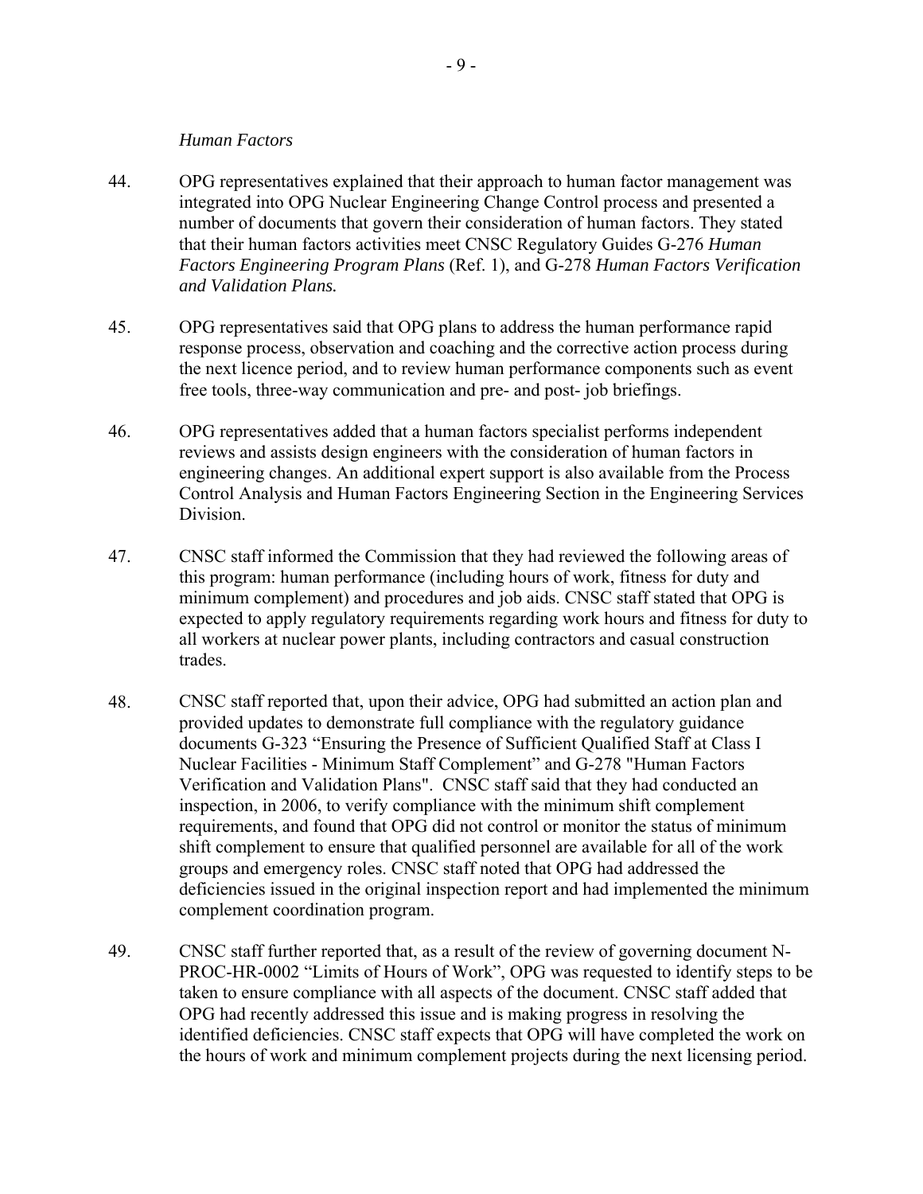*Human Factors*

44. OPG representatives explained that their approach to human factor management was integrated into OPG Nuclear Engineering Change Control process and presented a number of documents that govern their consideration of human factors. They stated that their human factors activities meet CNSC Regulatory Guides G-276 *Human Factors Engineering Program Plans* (Ref. 1), and G-278 *Human Factors Verification and Validation Plans.*

45. OPG representatives said that OPG plans to address the human performance rapid response process, observation and coaching and the corrective action process during the next licence period, and to review human performance components such as event free tools, three-way communication and pre- and post- job briefings.

46. OPG representatives added that a human factors specialist performs independent reviews and assists design engineers with the consideration of human factors in engineering changes. An additional expert support is also available from the Process Control Analysis and Human Factors Engineering Section in the Engineering Services Division.

47. CNSC staff informed the Commission that they had reviewed the following areas of this program: human performance (including hours of work, fitness for duty and minimum complement) and procedures and job aids. CNSC staff stated that OPG is expected to apply regulatory requirements regarding work hours and fitness for duty to all workers at nuclear power plants, including contractors and casual construction trades.

48. CNSC staff reported that, upon their advice, OPG had submitted an action plan and provided updates to demonstrate full compliance with the regulatory guidance documents G-323 "Ensuring the Presence of Sufficient Qualified Staff at Class I Nuclear Facilities - Minimum Staff Complement" and G-278 "Human Factors Verification and Validation Plans". CNSC staff said that they had conducted an inspection, in 2006, to verify compliance with the minimum shift complement requirements, and found that OPG did not control or monitor the status of minimum shift complement to ensure that qualified personnel are available for all of the work groups and emergency roles. CNSC staff noted that OPG had addressed the deficiencies issued in the original inspection report and had implemented the minimum complement coordination program.

49. CNSC staff further reported that, as a result of the review of governing document N-PROC-HR-0002 "Limits of Hours of Work", OPG was requested to identify steps to be taken to ensure compliance with all aspects of the document. CNSC staff added that OPG had recently addressed this issue and is making progress in resolving the identified deficiencies. CNSC staff expects that OPG will have completed the work on the hours of work and minimum complement projects during the next licensing period.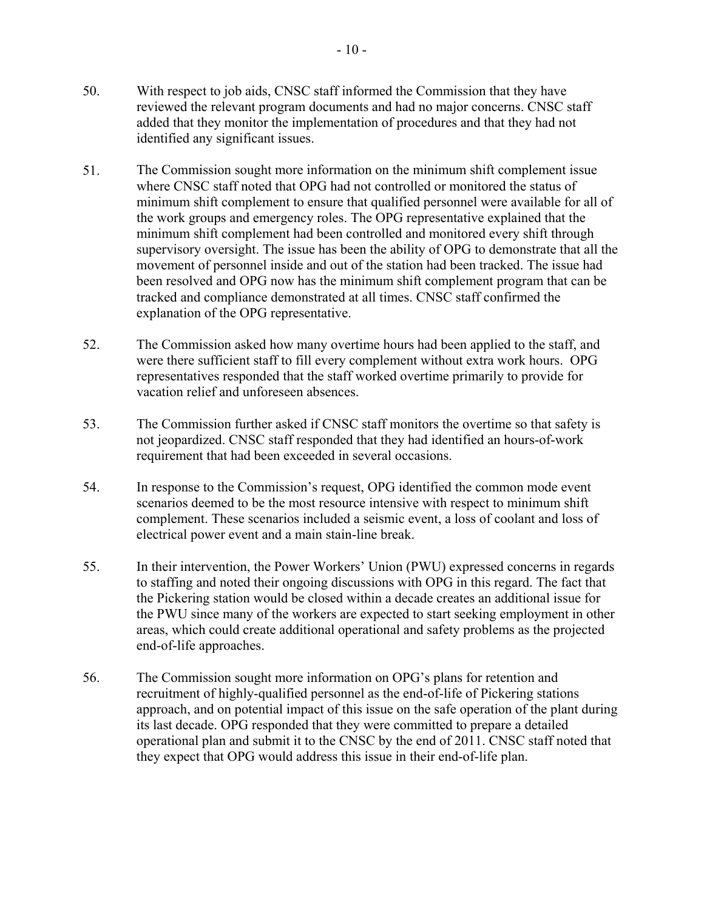50. With respect to job aids, CNSC staff informed the Commission that they have reviewed the relevant program documents and had no major concerns. CNSC staff added that they monitor the implementation of procedures and that they had not identified any significant issues.

51. The Commission sought more information on the minimum shift complement issue where CNSC staff noted that OPG had not controlled or monitored the status of minimum shift complement to ensure that qualified personnel were available for all of the work groups and emergency roles. The OPG representative explained that the minimum shift complement had been controlled and monitored every shift through supervisory oversight. The issue has been the ability of OPG to demonstrate that all the movement of personnel inside and out of the station had been tracked. The issue had been resolved and OPG now has the minimum shift complement program that can be tracked and compliance demonstrated at all times. CNSC staff confirmed the explanation of the OPG representative.

52. The Commission asked how many overtime hours had been applied to the staff, and were there sufficient staff to fill every complement without extra work hours. OPG representatives responded that the staff worked overtime primarily to provide for vacation relief and unforeseen absences.

53. The Commission further asked if CNSC staff monitors the overtime so that safety is not jeopardized. CNSC staff responded that they had identified an hours-of-work requirement that had been exceeded in several occasions.

54. In response to the Commission's request, OPG identified the common mode event scenarios deemed to be the most resource intensive with respect to minimum shift complement. These scenarios included a seismic event, a loss of coolant and loss of electrical power event and a main stain-line break.

55. In their intervention, the Power Workers' Union (PWU) expressed concerns in regards to staffing and noted their ongoing discussions with OPG in this regard. The fact that the Pickering station would be closed within a decade creates an additional issue for the PWU since many of the workers are expected to start seeking employment in other areas, which could create additional operational and safety problems as the projected end-of-life approaches.

56. The Commission sought more information on OPG's plans for retention and recruitment of highly-qualified personnel as the end-of-life of Pickering stations approach, and on potential impact of this issue on the safe operation of the plant during its last decade. OPG responded that they were committed to prepare a detailed operational plan and submit it to the CNSC by the end of 2011. CNSC staff noted that they expect that OPG would address this issue in their end-of-life plan.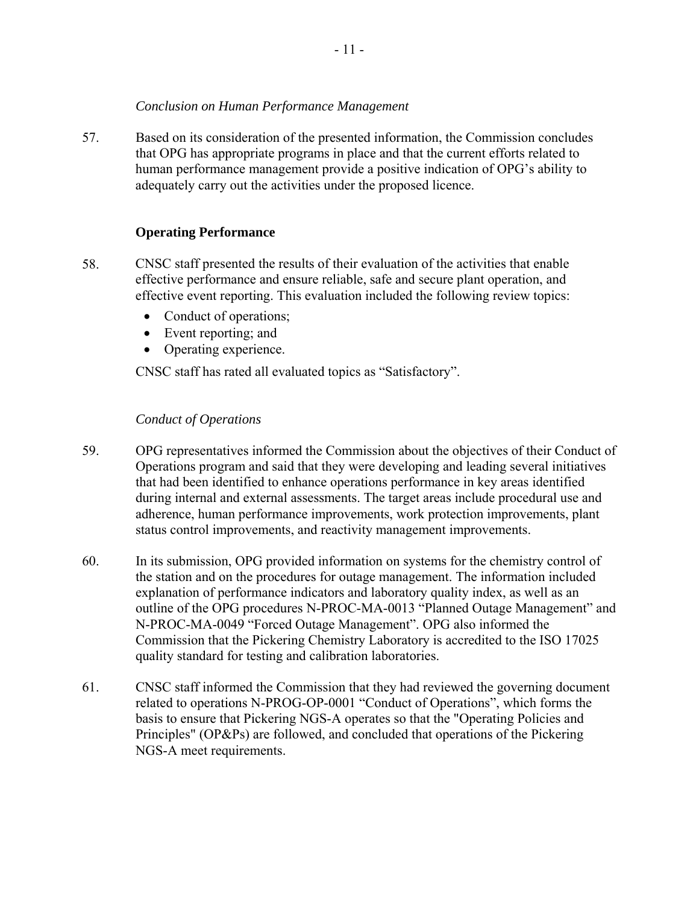*Conclusion on Human Performance Management*

57. Based on its consideration of the presented information, the Commission concludes that OPG has appropriate programs in place and that the current efforts related to human performance management provide a positive indication of OPG's ability to adequately carry out the activities under the proposed licence.

**Operating Performance**

58. CNSC staff presented the results of their evaluation of the activities that enable effective performance and ensure reliable, safe and secure plant operation, and effective event reporting. This evaluation included the following review topics:

- Conduct of operations;
- Event reporting; and
- Operating experience.

CNSC staff has rated all evaluated topics as "Satisfactory".

*Conduct of Operations*

59. OPG representatives informed the Commission about the objectives of their Conduct of Operations program and said that they were developing and leading several initiatives that had been identified to enhance operations performance in key areas identified during internal and external assessments. The target areas include procedural use and adherence, human performance improvements, work protection improvements, plant status control improvements, and reactivity management improvements.

60. In its submission, OPG provided information on systems for the chemistry control of the station and on the procedures for outage management. The information included explanation of performance indicators and laboratory quality index, as well as an outline of the OPG procedures N-PROC-MA-0013 "Planned Outage Management" and N-PROC-MA-0049 "Forced Outage Management". OPG also informed the Commission that the Pickering Chemistry Laboratory is accredited to the ISO 17025 quality standard for testing and calibration laboratories.

61. CNSC staff informed the Commission that they had reviewed the governing document related to operations N-PROG-OP-0001 "Conduct of Operations", which forms the basis to ensure that Pickering NGS-A operates so that the "Operating Policies and Principles" (OP&Ps) are followed, and concluded that operations of the Pickering NGS-A meet requirements.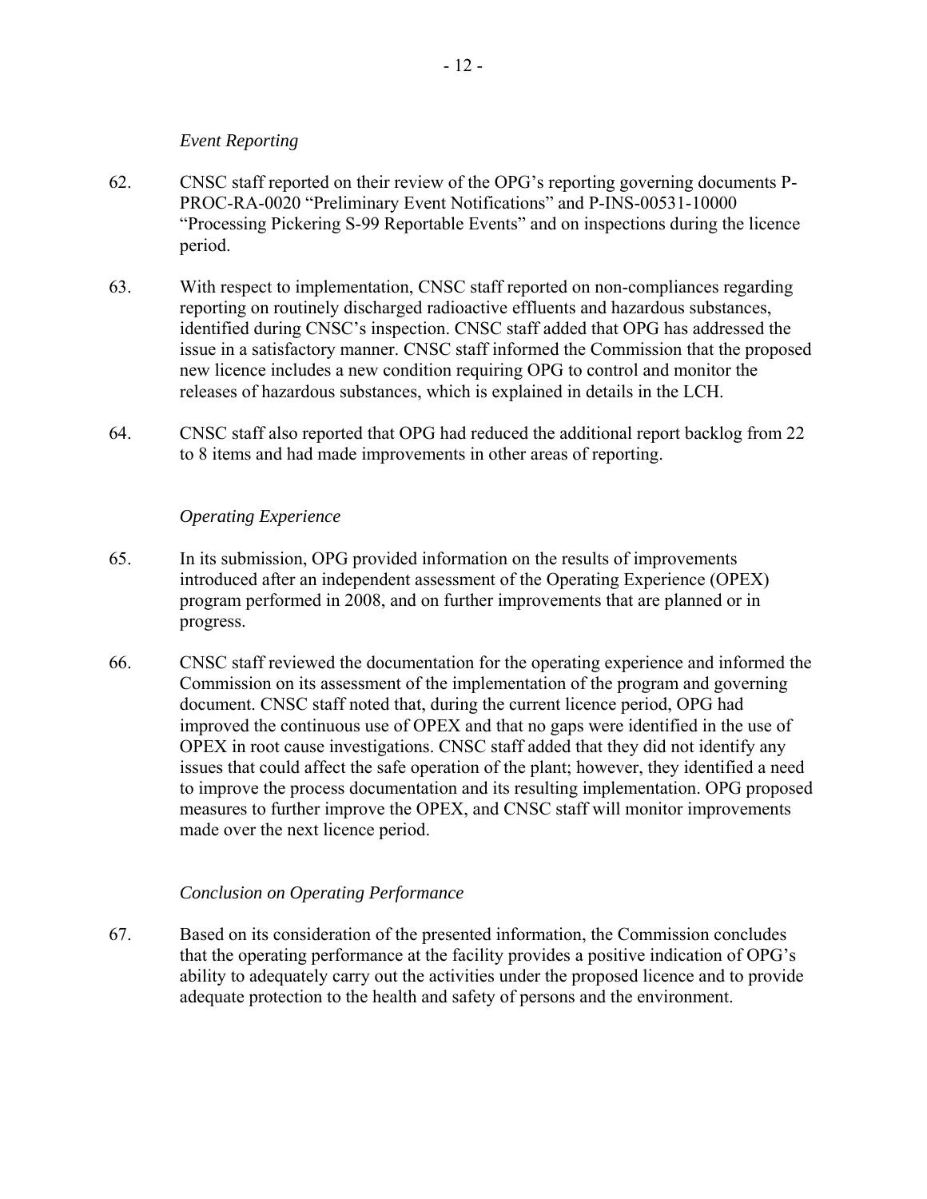*Event Reporting*

62. CNSC staff reported on their review of the OPG's reporting governing documents P-PROC-RA-0020 "Preliminary Event Notifications" and P-INS-00531-10000 "Processing Pickering S-99 Reportable Events" and on inspections during the licence period.

63. With respect to implementation, CNSC staff reported on non-compliances regarding reporting on routinely discharged radioactive effluents and hazardous substances, identified during CNSC's inspection. CNSC staff added that OPG has addressed the issue in a satisfactory manner. CNSC staff informed the Commission that the proposed new licence includes a new condition requiring OPG to control and monitor the releases of hazardous substances, which is explained in details in the LCH.

64. CNSC staff also reported that OPG had reduced the additional report backlog from 22 to 8 items and had made improvements in other areas of reporting.

*Operating Experience*

65. In its submission, OPG provided information on the results of improvements introduced after an independent assessment of the Operating Experience (OPEX) program performed in 2008, and on further improvements that are planned or in progress.

66. CNSC staff reviewed the documentation for the operating experience and informed the Commission on its assessment of the implementation of the program and governing document. CNSC staff noted that, during the current licence period, OPG had improved the continuous use of OPEX and that no gaps were identified in the use of OPEX in root cause investigations. CNSC staff added that they did not identify any issues that could affect the safe operation of the plant; however, they identified a need to improve the process documentation and its resulting implementation. OPG proposed measures to further improve the OPEX, and CNSC staff will monitor improvements made over the next licence period.

*Conclusion on Operating Performance*

67. Based on its consideration of the presented information, the Commission concludes that the operating performance at the facility provides a positive indication of OPG's ability to adequately carry out the activities under the proposed licence and to provide adequate protection to the health and safety of persons and the environment.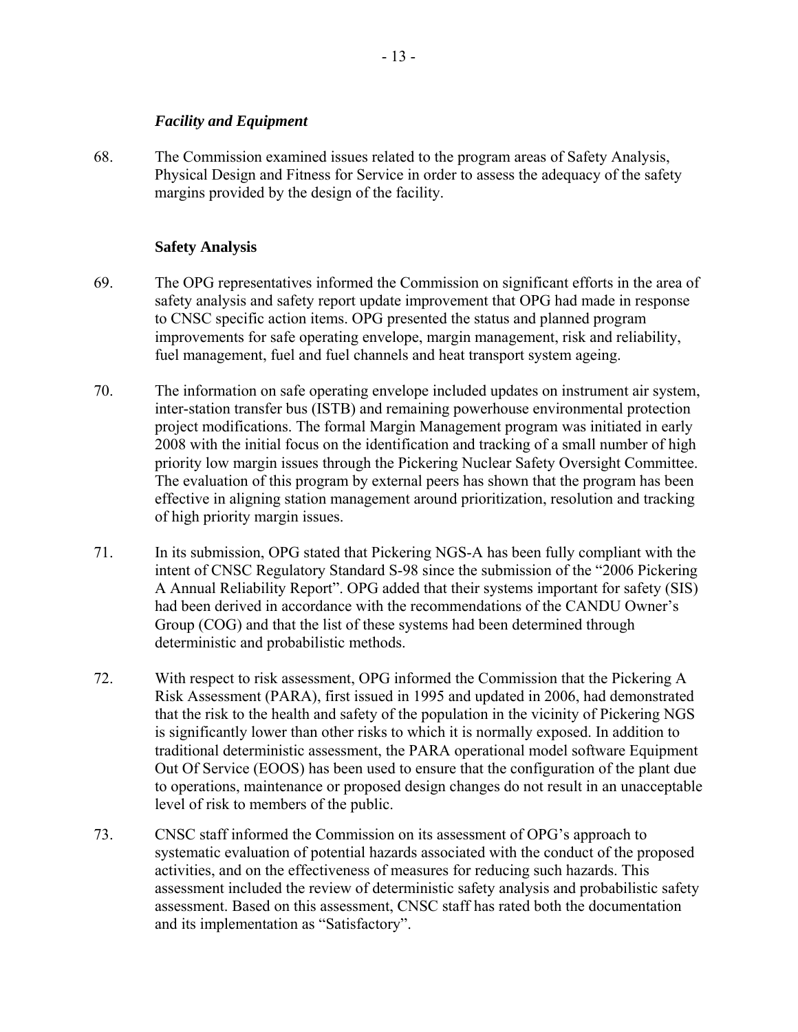### *Facility and Equipment*

68. The Commission examined issues related to the program areas of Safety Analysis, Physical Design and Fitness for Service in order to assess the adequacy of the safety margins provided by the design of the facility.

#### Safety Analysis

69. The OPG representatives informed the Commission on significant efforts in the area of safety analysis and safety report update improvement that OPG had made in response to CNSC specific action items. OPG presented the status and planned program improvements for safe operating envelope, margin management, risk and reliability, fuel management, fuel and fuel channels and heat transport system ageing.

70. The information on safe operating envelope included updates on instrument air system, inter-station transfer bus (ISTB) and remaining powerhouse environmental protection project modifications. The formal Margin Management program was initiated in early 2008 with the initial focus on the identification and tracking of a small number of high priority low margin issues through the Pickering Nuclear Safety Oversight Committee. The evaluation of this program by external peers has shown that the program has been effective in aligning station management around prioritization, resolution and tracking of high priority margin issues.

71. In its submission, OPG stated that Pickering NGS-A has been fully compliant with the intent of CNSC Regulatory Standard S-98 since the submission of the "2006 Pickering A Annual Reliability Report". OPG added that their systems important for safety (SIS) had been derived in accordance with the recommendations of the CANDU Owner's Group (COG) and that the list of these systems had been determined through deterministic and probabilistic methods.

72. With respect to risk assessment, OPG informed the Commission that the Pickering A Risk Assessment (PARA), first issued in 1995 and updated in 2006, had demonstrated that the risk to the health and safety of the population in the vicinity of Pickering NGS is significantly lower than other risks to which it is normally exposed. In addition to traditional deterministic assessment, the PARA operational model software Equipment Out Of Service (EOOS) has been used to ensure that the configuration of the plant due to operations, maintenance or proposed design changes do not result in an unacceptable level of risk to members of the public.

73. CNSC staff informed the Commission on its assessment of OPG's approach to systematic evaluation of potential hazards associated with the conduct of the proposed activities, and on the effectiveness of measures for reducing such hazards. This assessment included the review of deterministic safety analysis and probabilistic safety assessment. Based on this assessment, CNSC staff has rated both the documentation and its implementation as "Satisfactory".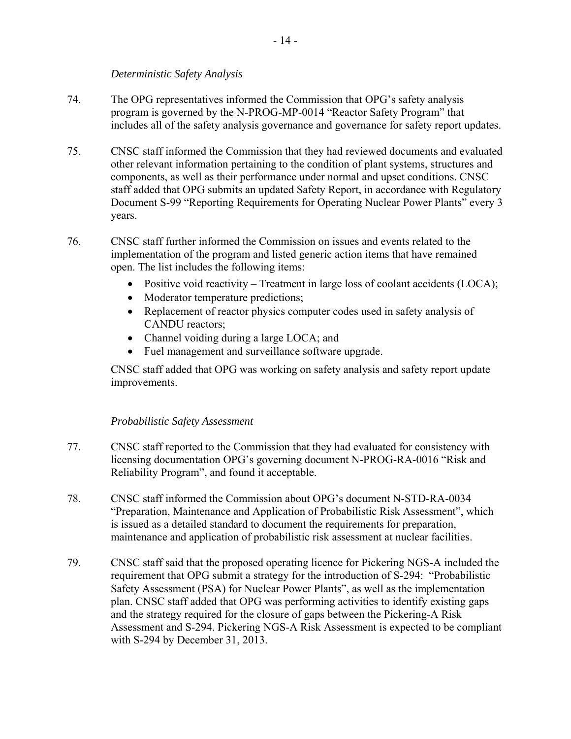*Deterministic Safety Analysis*

74. The OPG representatives informed the Commission that OPG's safety analysis program is governed by the N-PROG-MP-0014 "Reactor Safety Program" that includes all of the safety analysis governance and governance for safety report updates.

75. CNSC staff informed the Commission that they had reviewed documents and evaluated other relevant information pertaining to the condition of plant systems, structures and components, as well as their performance under normal and upset conditions. CNSC staff added that OPG submits an updated Safety Report, in accordance with Regulatory Document S-99 "Reporting Requirements for Operating Nuclear Power Plants" every 3 years.

76. CNSC staff further informed the Commission on issues and events related to the implementation of the program and listed generic action items that have remained open. The list includes the following items:

    - Positive void reactivity – Treatment in large loss of coolant accidents (LOCA);
    - Moderator temperature predictions;
    - Replacement of reactor physics computer codes used in safety analysis of CANDU reactors;
    - Channel voiding during a large LOCA; and
    - Fuel management and surveillance software upgrade.

    CNSC staff added that OPG was working on safety analysis and safety report update improvements.

*Probabilistic Safety Assessment*

77. CNSC staff reported to the Commission that they had evaluated for consistency with licensing documentation OPG's governing document N-PROG-RA-0016 "Risk and Reliability Program", and found it acceptable.

78. CNSC staff informed the Commission about OPG's document N-STD-RA-0034 "Preparation, Maintenance and Application of Probabilistic Risk Assessment", which is issued as a detailed standard to document the requirements for preparation, maintenance and application of probabilistic risk assessment at nuclear facilities.

79. CNSC staff said that the proposed operating licence for Pickering NGS-A included the requirement that OPG submit a strategy for the introduction of S-294: "Probabilistic Safety Assessment (PSA) for Nuclear Power Plants", as well as the implementation plan. CNSC staff added that OPG was performing activities to identify existing gaps and the strategy required for the closure of gaps between the Pickering-A Risk Assessment and S-294. Pickering NGS-A Risk Assessment is expected to be compliant with S-294 by December 31, 2013.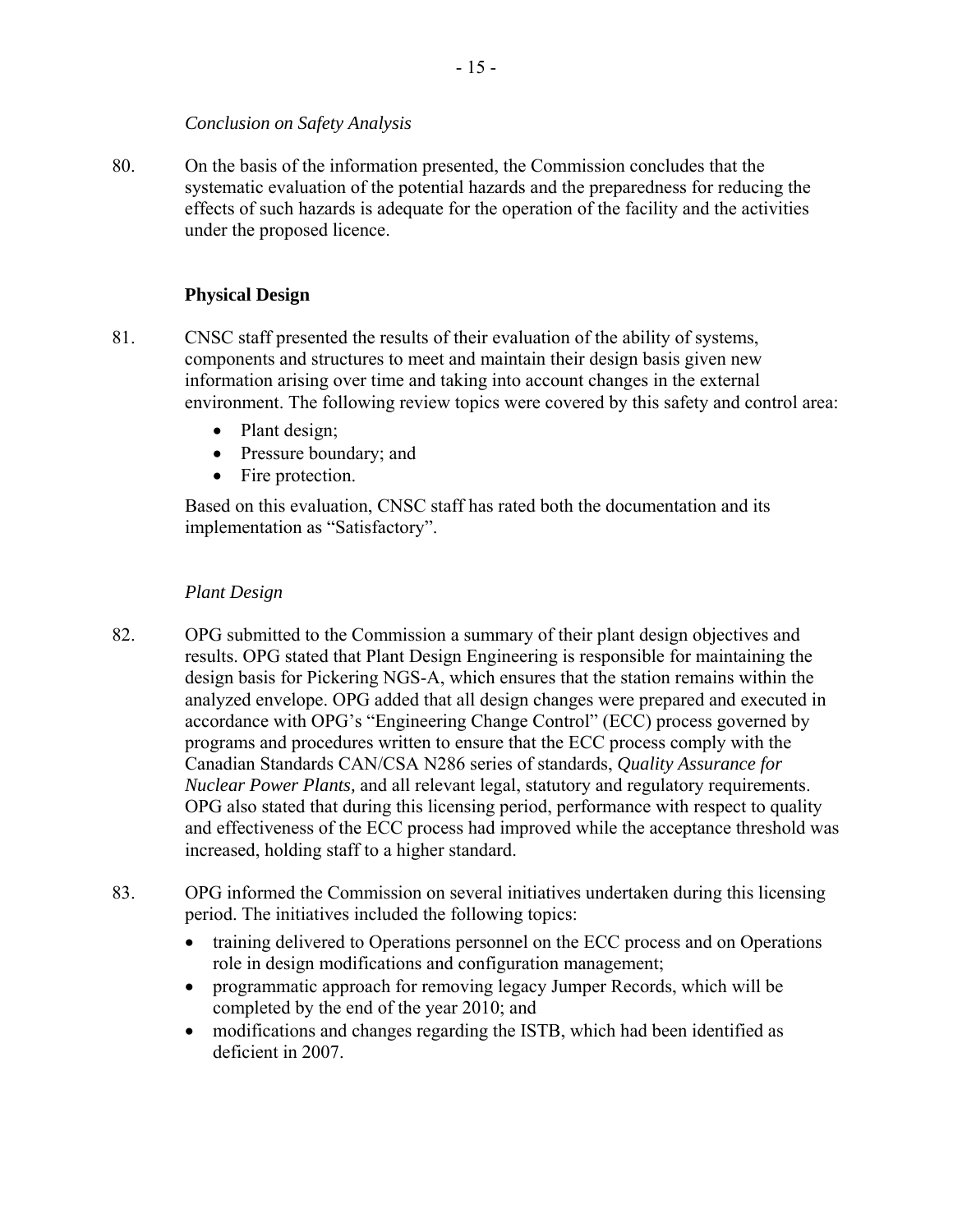*Conclusion on Safety Analysis*

80. On the basis of the information presented, the Commission concludes that the systematic evaluation of the potential hazards and the preparedness for reducing the effects of such hazards is adequate for the operation of the facility and the activities under the proposed licence.

**Physical Design**

81. CNSC staff presented the results of their evaluation of the ability of systems, components and structures to meet and maintain their design basis given new information arising over time and taking into account changes in the external environment. The following review topics were covered by this safety and control area:

- Plant design;
- Pressure boundary; and
- Fire protection.

Based on this evaluation, CNSC staff has rated both the documentation and its implementation as "Satisfactory".

*Plant Design*

82. OPG submitted to the Commission a summary of their plant design objectives and results. OPG stated that Plant Design Engineering is responsible for maintaining the design basis for Pickering NGS-A, which ensures that the station remains within the analyzed envelope. OPG added that all design changes were prepared and executed in accordance with OPG's "Engineering Change Control" (ECC) process governed by programs and procedures written to ensure that the ECC process comply with the Canadian Standards CAN/CSA N286 series of standards, *Quality Assurance for Nuclear Power Plants,* and all relevant legal, statutory and regulatory requirements. OPG also stated that during this licensing period, performance with respect to quality and effectiveness of the ECC process had improved while the acceptance threshold was increased, holding staff to a higher standard.

83. OPG informed the Commission on several initiatives undertaken during this licensing period. The initiatives included the following topics:

- training delivered to Operations personnel on the ECC process and on Operations role in design modifications and configuration management;
- programmatic approach for removing legacy Jumper Records, which will be completed by the end of the year 2010; and
- modifications and changes regarding the ISTB, which had been identified as deficient in 2007.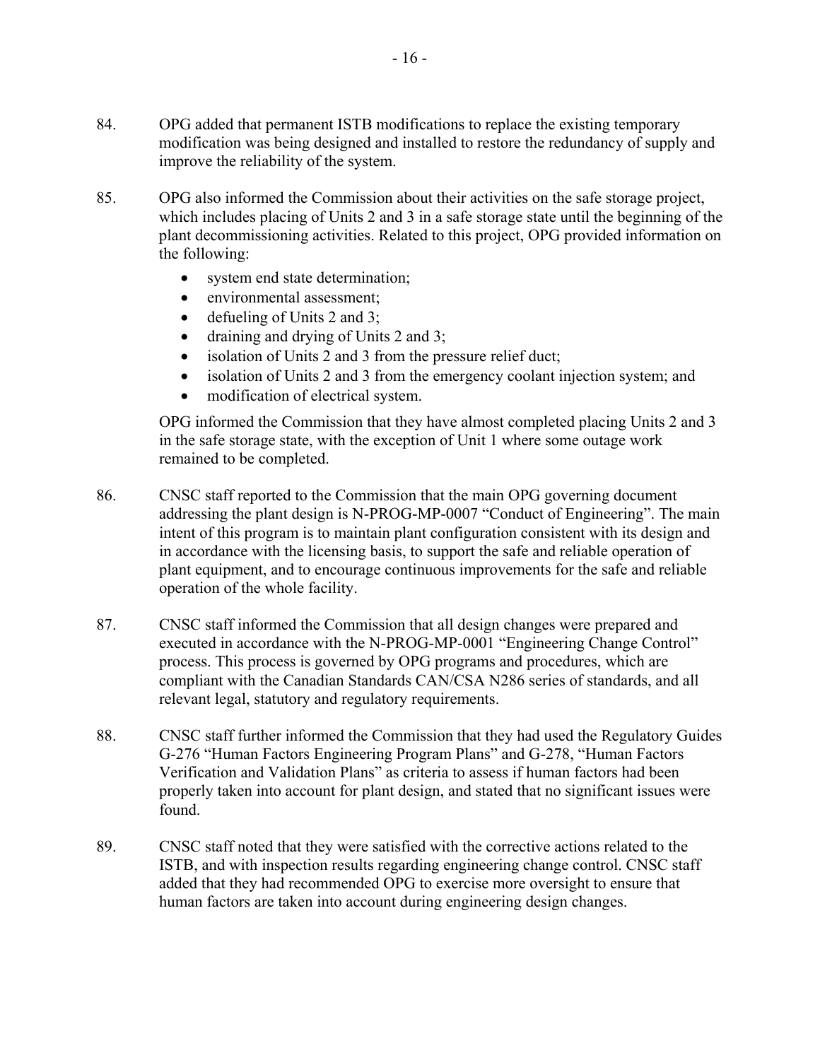84. OPG added that permanent ISTB modifications to replace the existing temporary modification was being designed and installed to restore the redundancy of supply and improve the reliability of the system.

85. OPG also informed the Commission about their activities on the safe storage project, which includes placing of Units 2 and 3 in a safe storage state until the beginning of the plant decommissioning activities. Related to this project, OPG provided information on the following:

   - system end state determination;
   - environmental assessment;
   - defueling of Units 2 and 3;
   - draining and drying of Units 2 and 3;
   - isolation of Units 2 and 3 from the pressure relief duct;
   - isolation of Units 2 and 3 from the emergency coolant injection system; and
   - modification of electrical system.

   OPG informed the Commission that they have almost completed placing Units 2 and 3 in the safe storage state, with the exception of Unit 1 where some outage work remained to be completed.

86. CNSC staff reported to the Commission that the main OPG governing document addressing the plant design is N-PROG-MP-0007 "Conduct of Engineering". The main intent of this program is to maintain plant configuration consistent with its design and in accordance with the licensing basis, to support the safe and reliable operation of plant equipment, and to encourage continuous improvements for the safe and reliable operation of the whole facility.

87. CNSC staff informed the Commission that all design changes were prepared and executed in accordance with the N-PROG-MP-0001 "Engineering Change Control" process. This process is governed by OPG programs and procedures, which are compliant with the Canadian Standards CAN/CSA N286 series of standards, and all relevant legal, statutory and regulatory requirements.

88. CNSC staff further informed the Commission that they had used the Regulatory Guides G-276 "Human Factors Engineering Program Plans" and G-278, "Human Factors Verification and Validation Plans" as criteria to assess if human factors had been properly taken into account for plant design, and stated that no significant issues were found.

89. CNSC staff noted that they were satisfied with the corrective actions related to the ISTB, and with inspection results regarding engineering change control. CNSC staff added that they had recommended OPG to exercise more oversight to ensure that human factors are taken into account during engineering design changes.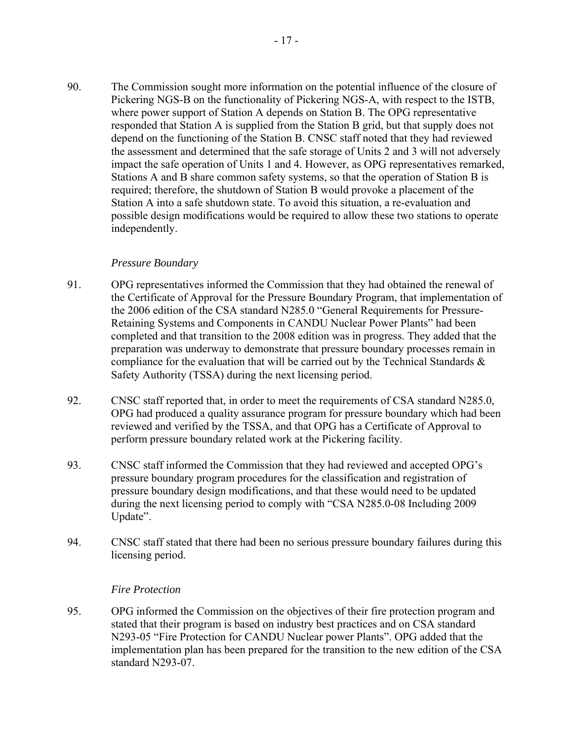90. The Commission sought more information on the potential influence of the closure of Pickering NGS-B on the functionality of Pickering NGS-A, with respect to the ISTB, where power support of Station A depends on Station B. The OPG representative responded that Station A is supplied from the Station B grid, but that supply does not depend on the functioning of the Station B. CNSC staff noted that they had reviewed the assessment and determined that the safe storage of Units 2 and 3 will not adversely impact the safe operation of Units 1 and 4. However, as OPG representatives remarked, Stations A and B share common safety systems, so that the operation of Station B is required; therefore, the shutdown of Station B would provoke a placement of the Station A into a safe shutdown state. To avoid this situation, a re-evaluation and possible design modifications would be required to allow these two stations to operate independently.

*Pressure Boundary*

91. OPG representatives informed the Commission that they had obtained the renewal of the Certificate of Approval for the Pressure Boundary Program, that implementation of the 2006 edition of the CSA standard N285.0 "General Requirements for Pressure-Retaining Systems and Components in CANDU Nuclear Power Plants" had been completed and that transition to the 2008 edition was in progress. They added that the preparation was underway to demonstrate that pressure boundary processes remain in compliance for the evaluation that will be carried out by the Technical Standards & Safety Authority (TSSA) during the next licensing period.

92. CNSC staff reported that, in order to meet the requirements of CSA standard N285.0, OPG had produced a quality assurance program for pressure boundary which had been reviewed and verified by the TSSA, and that OPG has a Certificate of Approval to perform pressure boundary related work at the Pickering facility.

93. CNSC staff informed the Commission that they had reviewed and accepted OPG's pressure boundary program procedures for the classification and registration of pressure boundary design modifications, and that these would need to be updated during the next licensing period to comply with "CSA N285.0-08 Including 2009 Update".

94. CNSC staff stated that there had been no serious pressure boundary failures during this licensing period.

*Fire Protection*

95. OPG informed the Commission on the objectives of their fire protection program and stated that their program is based on industry best practices and on CSA standard N293-05 "Fire Protection for CANDU Nuclear power Plants". OPG added that the implementation plan has been prepared for the transition to the new edition of the CSA standard N293-07.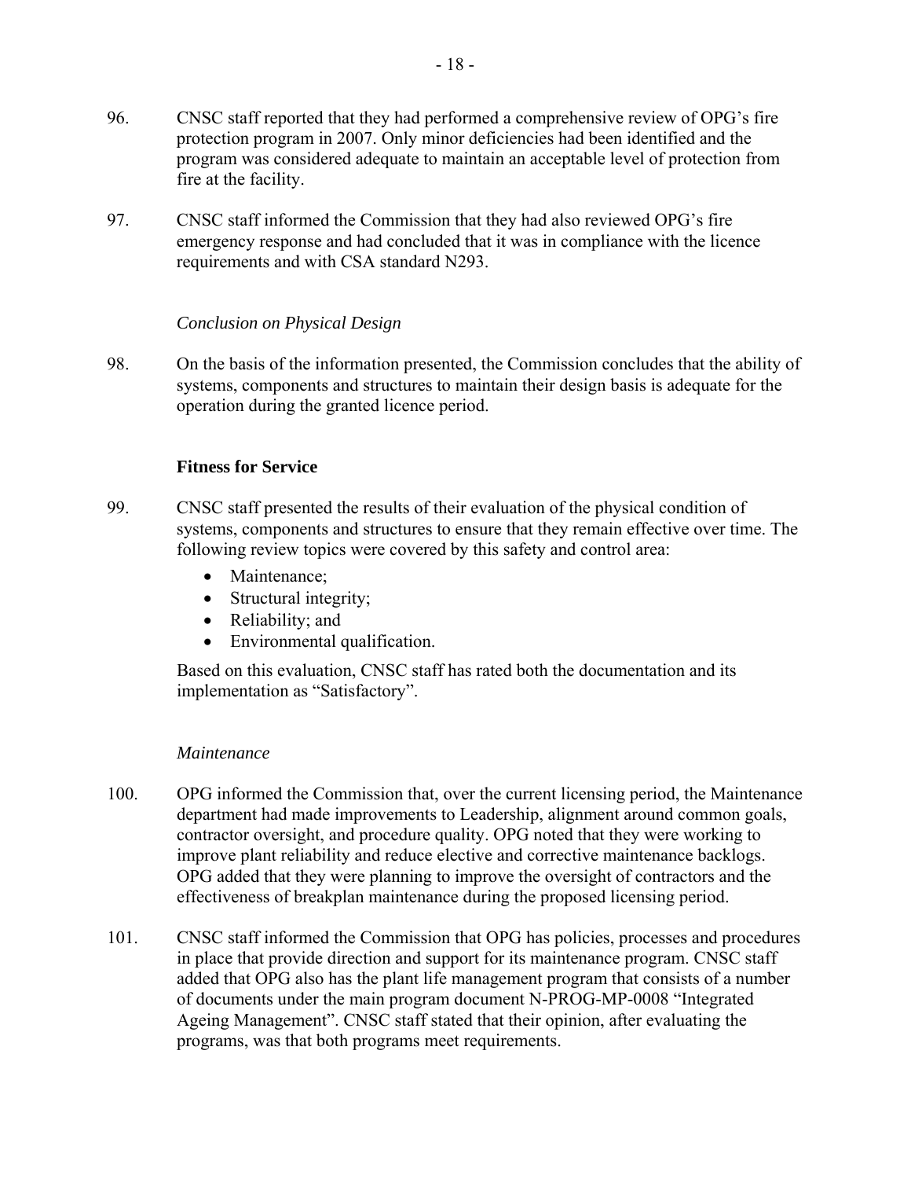96. CNSC staff reported that they had performed a comprehensive review of OPG's fire protection program in 2007. Only minor deficiencies had been identified and the program was considered adequate to maintain an acceptable level of protection from fire at the facility.

97. CNSC staff informed the Commission that they had also reviewed OPG's fire emergency response and had concluded that it was in compliance with the licence requirements and with CSA standard N293.

*Conclusion on Physical Design*

98. On the basis of the information presented, the Commission concludes that the ability of systems, components and structures to maintain their design basis is adequate for the operation during the granted licence period.

**Fitness for Service**

99. CNSC staff presented the results of their evaluation of the physical condition of systems, components and structures to ensure that they remain effective over time. The following review topics were covered by this safety and control area:

- Maintenance;
- Structural integrity;
- Reliability; and
- Environmental qualification.

Based on this evaluation, CNSC staff has rated both the documentation and its implementation as "Satisfactory".

*Maintenance*

100. OPG informed the Commission that, over the current licensing period, the Maintenance department had made improvements to Leadership, alignment around common goals, contractor oversight, and procedure quality. OPG noted that they were working to improve plant reliability and reduce elective and corrective maintenance backlogs. OPG added that they were planning to improve the oversight of contractors and the effectiveness of breakplan maintenance during the proposed licensing period.

101. CNSC staff informed the Commission that OPG has policies, processes and procedures in place that provide direction and support for its maintenance program. CNSC staff added that OPG also has the plant life management program that consists of a number of documents under the main program document N-PROG-MP-0008 "Integrated Ageing Management". CNSC staff stated that their opinion, after evaluating the programs, was that both programs meet requirements.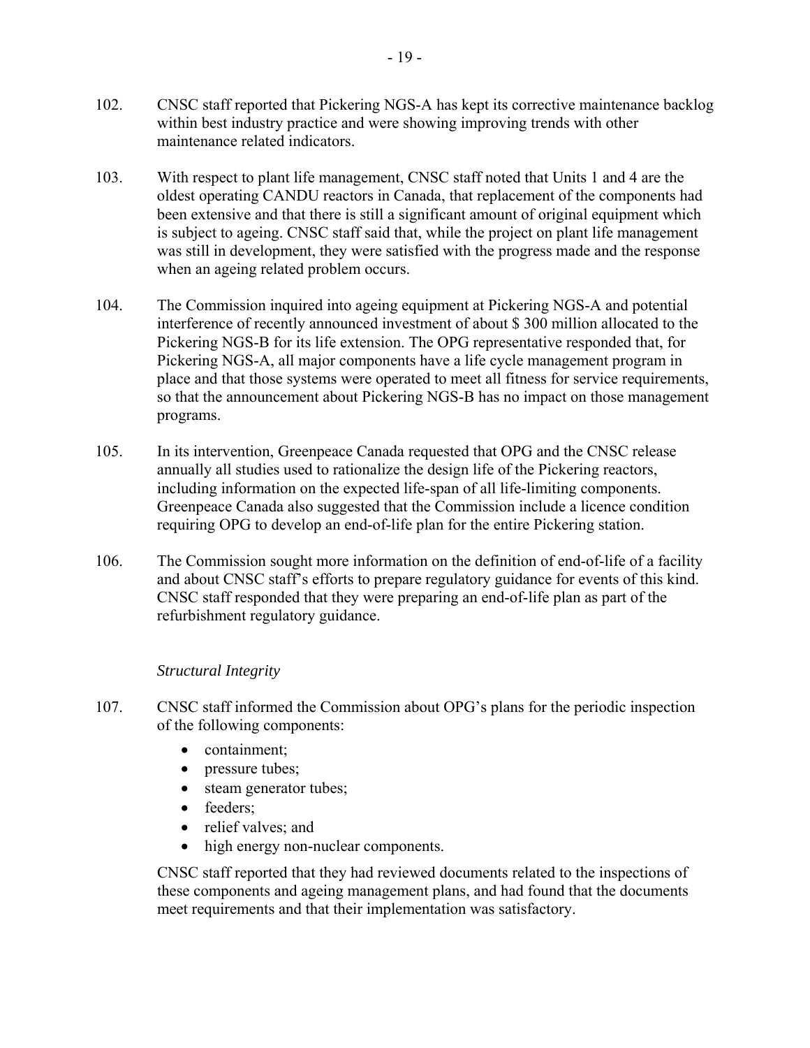102. CNSC staff reported that Pickering NGS-A has kept its corrective maintenance backlog within best industry practice and were showing improving trends with other maintenance related indicators.

103. With respect to plant life management, CNSC staff noted that Units 1 and 4 are the oldest operating CANDU reactors in Canada, that replacement of the components had been extensive and that there is still a significant amount of original equipment which is subject to ageing. CNSC staff said that, while the project on plant life management was still in development, they were satisfied with the progress made and the response when an ageing related problem occurs.

104. The Commission inquired into ageing equipment at Pickering NGS-A and potential interference of recently announced investment of about $ 300 million allocated to the Pickering NGS-B for its life extension. The OPG representative responded that, for Pickering NGS-A, all major components have a life cycle management program in place and that those systems were operated to meet all fitness for service requirements, so that the announcement about Pickering NGS-B has no impact on those management programs.

105. In its intervention, Greenpeace Canada requested that OPG and the CNSC release annually all studies used to rationalize the design life of the Pickering reactors, including information on the expected life-span of all life-limiting components. Greenpeace Canada also suggested that the Commission include a licence condition requiring OPG to develop an end-of-life plan for the entire Pickering station.

106. The Commission sought more information on the definition of end-of-life of a facility and about CNSC staff's efforts to prepare regulatory guidance for events of this kind. CNSC staff responded that they were preparing an end-of-life plan as part of the refurbishment regulatory guidance.

*Structural Integrity*

107. CNSC staff informed the Commission about OPG's plans for the periodic inspection of the following components:

- containment;
- pressure tubes;
- steam generator tubes;
- feeders;
- relief valves; and
- high energy non-nuclear components.

CNSC staff reported that they had reviewed documents related to the inspections of these components and ageing management plans, and had found that the documents meet requirements and that their implementation was satisfactory.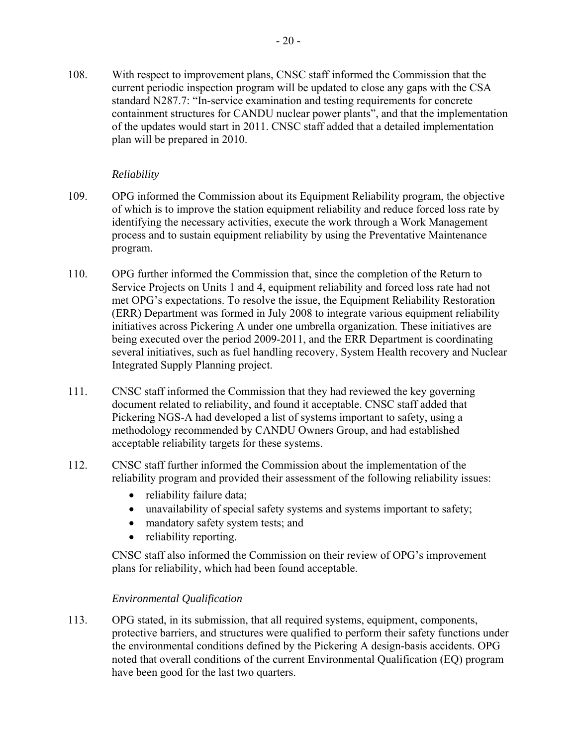108. With respect to improvement plans, CNSC staff informed the Commission that the current periodic inspection program will be updated to close any gaps with the CSA standard N287.7: "In-service examination and testing requirements for concrete containment structures for CANDU nuclear power plants", and that the implementation of the updates would start in 2011. CNSC staff added that a detailed implementation plan will be prepared in 2010.

*Reliability*

109. OPG informed the Commission about its Equipment Reliability program, the objective of which is to improve the station equipment reliability and reduce forced loss rate by identifying the necessary activities, execute the work through a Work Management process and to sustain equipment reliability by using the Preventative Maintenance program.

110. OPG further informed the Commission that, since the completion of the Return to Service Projects on Units 1 and 4, equipment reliability and forced loss rate had not met OPG's expectations. To resolve the issue, the Equipment Reliability Restoration (ERR) Department was formed in July 2008 to integrate various equipment reliability initiatives across Pickering A under one umbrella organization. These initiatives are being executed over the period 2009-2011, and the ERR Department is coordinating several initiatives, such as fuel handling recovery, System Health recovery and Nuclear Integrated Supply Planning project.

111. CNSC staff informed the Commission that they had reviewed the key governing document related to reliability, and found it acceptable. CNSC staff added that Pickering NGS-A had developed a list of systems important to safety, using a methodology recommended by CANDU Owners Group, and had established acceptable reliability targets for these systems.

112. CNSC staff further informed the Commission about the implementation of the reliability program and provided their assessment of the following reliability issues:

- reliability failure data;
- unavailability of special safety systems and systems important to safety;
- mandatory safety system tests; and
- reliability reporting.

CNSC staff also informed the Commission on their review of OPG's improvement plans for reliability, which had been found acceptable.

*Environmental Qualification*

113. OPG stated, in its submission, that all required systems, equipment, components, protective barriers, and structures were qualified to perform their safety functions under the environmental conditions defined by the Pickering A design-basis accidents. OPG noted that overall conditions of the current Environmental Qualification (EQ) program have been good for the last two quarters.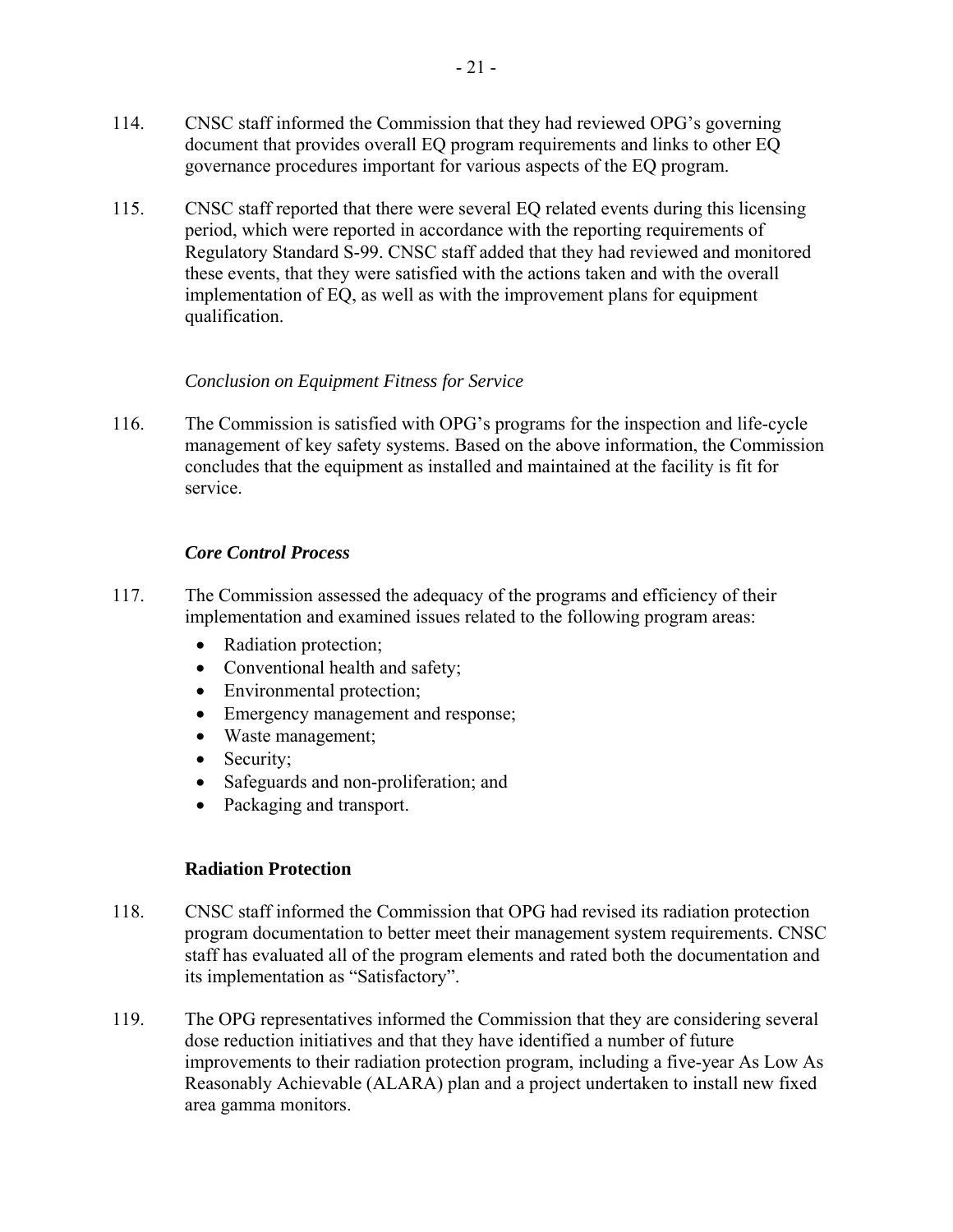114. CNSC staff informed the Commission that they had reviewed OPG's governing document that provides overall EQ program requirements and links to other EQ governance procedures important for various aspects of the EQ program.

115. CNSC staff reported that there were several EQ related events during this licensing period, which were reported in accordance with the reporting requirements of Regulatory Standard S-99. CNSC staff added that they had reviewed and monitored these events, that they were satisfied with the actions taken and with the overall implementation of EQ, as well as with the improvement plans for equipment qualification.

*Conclusion on Equipment Fitness for Service*

116. The Commission is satisfied with OPG's programs for the inspection and life-cycle management of key safety systems. Based on the above information, the Commission concludes that the equipment as installed and maintained at the facility is fit for service.

### *Core Control Process*

117. The Commission assessed the adequacy of the programs and efficiency of their implementation and examined issues related to the following program areas:
   - Radiation protection;
   - Conventional health and safety;
   - Environmental protection;
   - Emergency management and response;
   - Waste management;
   - Security;
   - Safeguards and non-proliferation; and
   - Packaging and transport.

### Radiation Protection

118. CNSC staff informed the Commission that OPG had revised its radiation protection program documentation to better meet their management system requirements. CNSC staff has evaluated all of the program elements and rated both the documentation and its implementation as "Satisfactory".

119. The OPG representatives informed the Commission that they are considering several dose reduction initiatives and that they have identified a number of future improvements to their radiation protection program, including a five-year As Low As Reasonably Achievable (ALARA) plan and a project undertaken to install new fixed area gamma monitors.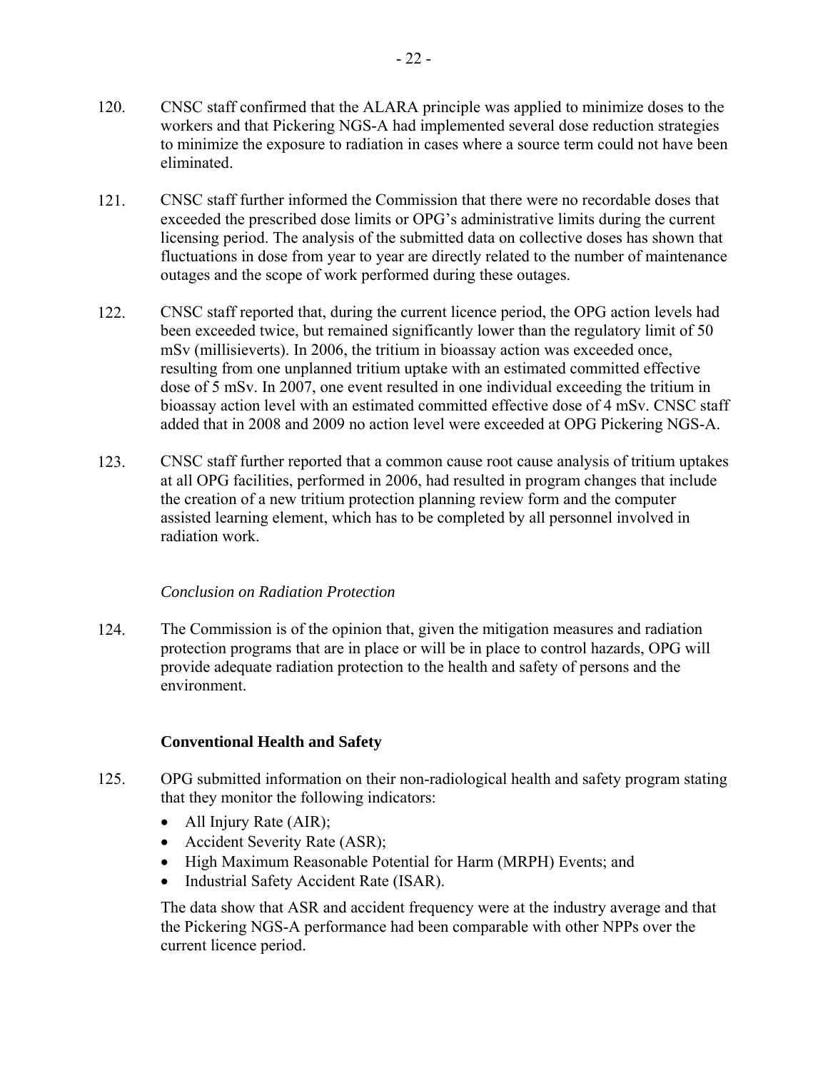120. CNSC staff confirmed that the ALARA principle was applied to minimize doses to the workers and that Pickering NGS-A had implemented several dose reduction strategies to minimize the exposure to radiation in cases where a source term could not have been eliminated.

121. CNSC staff further informed the Commission that there were no recordable doses that exceeded the prescribed dose limits or OPG's administrative limits during the current licensing period. The analysis of the submitted data on collective doses has shown that fluctuations in dose from year to year are directly related to the number of maintenance outages and the scope of work performed during these outages.

122. CNSC staff reported that, during the current licence period, the OPG action levels had been exceeded twice, but remained significantly lower than the regulatory limit of 50 mSv (millisieverts). In 2006, the tritium in bioassay action was exceeded once, resulting from one unplanned tritium uptake with an estimated committed effective dose of 5 mSv. In 2007, one event resulted in one individual exceeding the tritium in bioassay action level with an estimated committed effective dose of 4 mSv. CNSC staff added that in 2008 and 2009 no action level were exceeded at OPG Pickering NGS-A.

123. CNSC staff further reported that a common cause root cause analysis of tritium uptakes at all OPG facilities, performed in 2006, had resulted in program changes that include the creation of a new tritium protection planning review form and the computer assisted learning element, which has to be completed by all personnel involved in radiation work.

*Conclusion on Radiation Protection*

124. The Commission is of the opinion that, given the mitigation measures and radiation protection programs that are in place or will be in place to control hazards, OPG will provide adequate radiation protection to the health and safety of persons and the environment.

**Conventional Health and Safety**

125. OPG submitted information on their non-radiological health and safety program stating that they monitor the following indicators:

- All Injury Rate (AIR);
- Accident Severity Rate (ASR);
- High Maximum Reasonable Potential for Harm (MRPH) Events; and
- Industrial Safety Accident Rate (ISAR).

The data show that ASR and accident frequency were at the industry average and that the Pickering NGS-A performance had been comparable with other NPPs over the current licence period.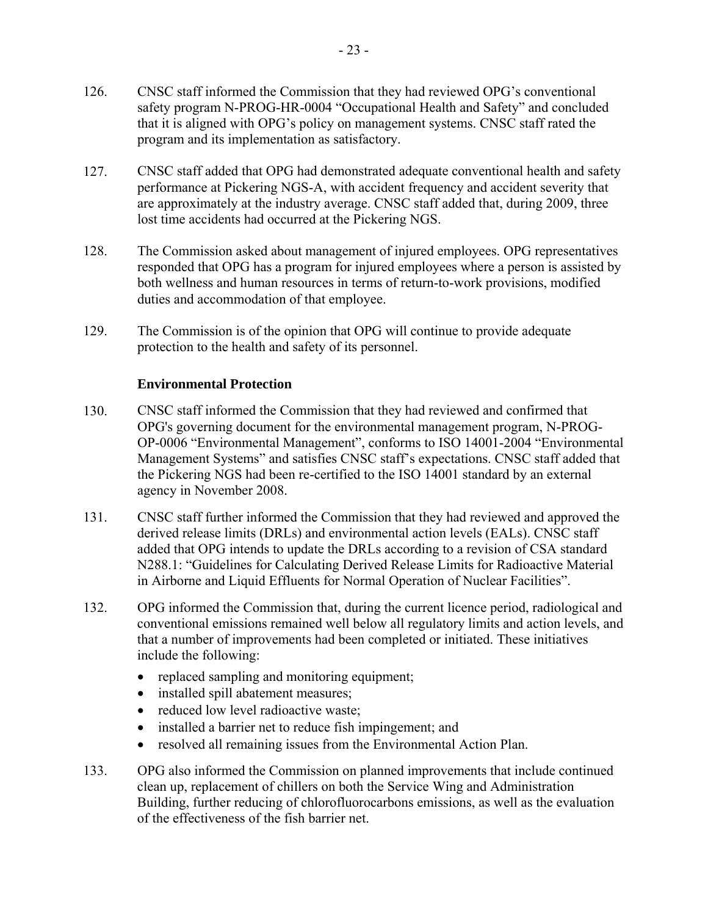126. CNSC staff informed the Commission that they had reviewed OPG's conventional safety program N-PROG-HR-0004 "Occupational Health and Safety" and concluded that it is aligned with OPG's policy on management systems. CNSC staff rated the program and its implementation as satisfactory.

127. CNSC staff added that OPG had demonstrated adequate conventional health and safety performance at Pickering NGS-A, with accident frequency and accident severity that are approximately at the industry average. CNSC staff added that, during 2009, three lost time accidents had occurred at the Pickering NGS.

128. The Commission asked about management of injured employees. OPG representatives responded that OPG has a program for injured employees where a person is assisted by both wellness and human resources in terms of return-to-work provisions, modified duties and accommodation of that employee.

129. The Commission is of the opinion that OPG will continue to provide adequate protection to the health and safety of its personnel.

**Environmental Protection**

130. CNSC staff informed the Commission that they had reviewed and confirmed that OPG's governing document for the environmental management program, N-PROG-OP-0006 "Environmental Management", conforms to ISO 14001-2004 "Environmental Management Systems" and satisfies CNSC staff's expectations. CNSC staff added that the Pickering NGS had been re-certified to the ISO 14001 standard by an external agency in November 2008.

131. CNSC staff further informed the Commission that they had reviewed and approved the derived release limits (DRLs) and environmental action levels (EALs). CNSC staff added that OPG intends to update the DRLs according to a revision of CSA standard N288.1: "Guidelines for Calculating Derived Release Limits for Radioactive Material in Airborne and Liquid Effluents for Normal Operation of Nuclear Facilities".

132. OPG informed the Commission that, during the current licence period, radiological and conventional emissions remained well below all regulatory limits and action levels, and that a number of improvements had been completed or initiated. These initiatives include the following:

- replaced sampling and monitoring equipment;
- installed spill abatement measures;
- reduced low level radioactive waste;
- installed a barrier net to reduce fish impingement; and
- resolved all remaining issues from the Environmental Action Plan.

133. OPG also informed the Commission on planned improvements that include continued clean up, replacement of chillers on both the Service Wing and Administration Building, further reducing of chlorofluorocarbons emissions, as well as the evaluation of the effectiveness of the fish barrier net.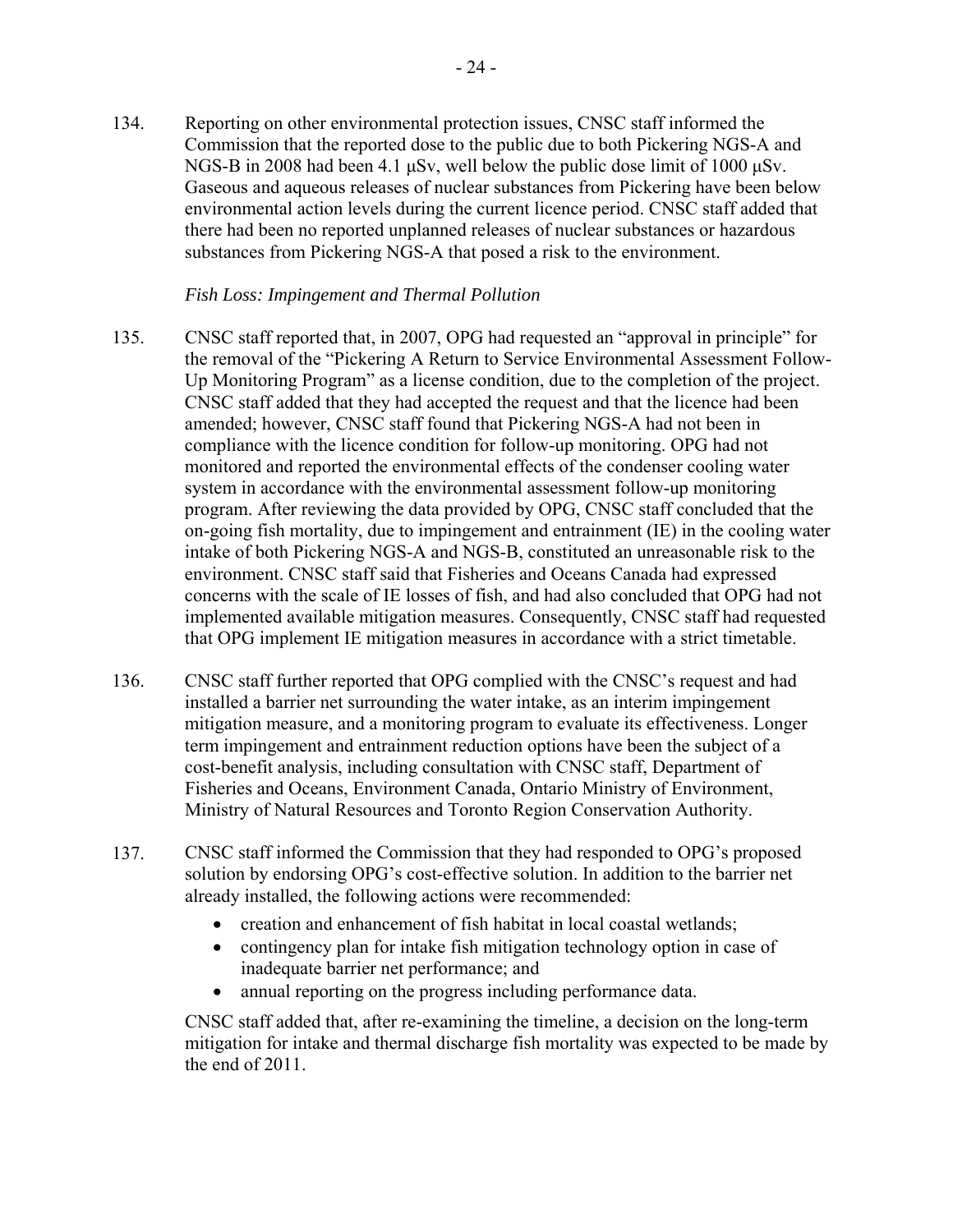134. Reporting on other environmental protection issues, CNSC staff informed the Commission that the reported dose to the public due to both Pickering NGS-A and NGS-B in 2008 had been 4.1 μSv, well below the public dose limit of 1000 μSv. Gaseous and aqueous releases of nuclear substances from Pickering have been below environmental action levels during the current licence period. CNSC staff added that there had been no reported unplanned releases of nuclear substances or hazardous substances from Pickering NGS-A that posed a risk to the environment.

*Fish Loss: Impingement and Thermal Pollution*

135. CNSC staff reported that, in 2007, OPG had requested an "approval in principle" for the removal of the "Pickering A Return to Service Environmental Assessment Follow-Up Monitoring Program" as a license condition, due to the completion of the project. CNSC staff added that they had accepted the request and that the licence had been amended; however, CNSC staff found that Pickering NGS-A had not been in compliance with the licence condition for follow-up monitoring. OPG had not monitored and reported the environmental effects of the condenser cooling water system in accordance with the environmental assessment follow-up monitoring program. After reviewing the data provided by OPG, CNSC staff concluded that the on-going fish mortality, due to impingement and entrainment (IE) in the cooling water intake of both Pickering NGS-A and NGS-B, constituted an unreasonable risk to the environment. CNSC staff said that Fisheries and Oceans Canada had expressed concerns with the scale of IE losses of fish, and had also concluded that OPG had not implemented available mitigation measures. Consequently, CNSC staff had requested that OPG implement IE mitigation measures in accordance with a strict timetable.

136. CNSC staff further reported that OPG complied with the CNSC's request and had installed a barrier net surrounding the water intake, as an interim impingement mitigation measure, and a monitoring program to evaluate its effectiveness. Longer term impingement and entrainment reduction options have been the subject of a cost-benefit analysis, including consultation with CNSC staff, Department of Fisheries and Oceans, Environment Canada, Ontario Ministry of Environment, Ministry of Natural Resources and Toronto Region Conservation Authority.

137. CNSC staff informed the Commission that they had responded to OPG's proposed solution by endorsing OPG's cost-effective solution. In addition to the barrier net already installed, the following actions were recommended:

- creation and enhancement of fish habitat in local coastal wetlands;
- contingency plan for intake fish mitigation technology option in case of inadequate barrier net performance; and
- annual reporting on the progress including performance data.

CNSC staff added that, after re-examining the timeline, a decision on the long-term mitigation for intake and thermal discharge fish mortality was expected to be made by the end of 2011.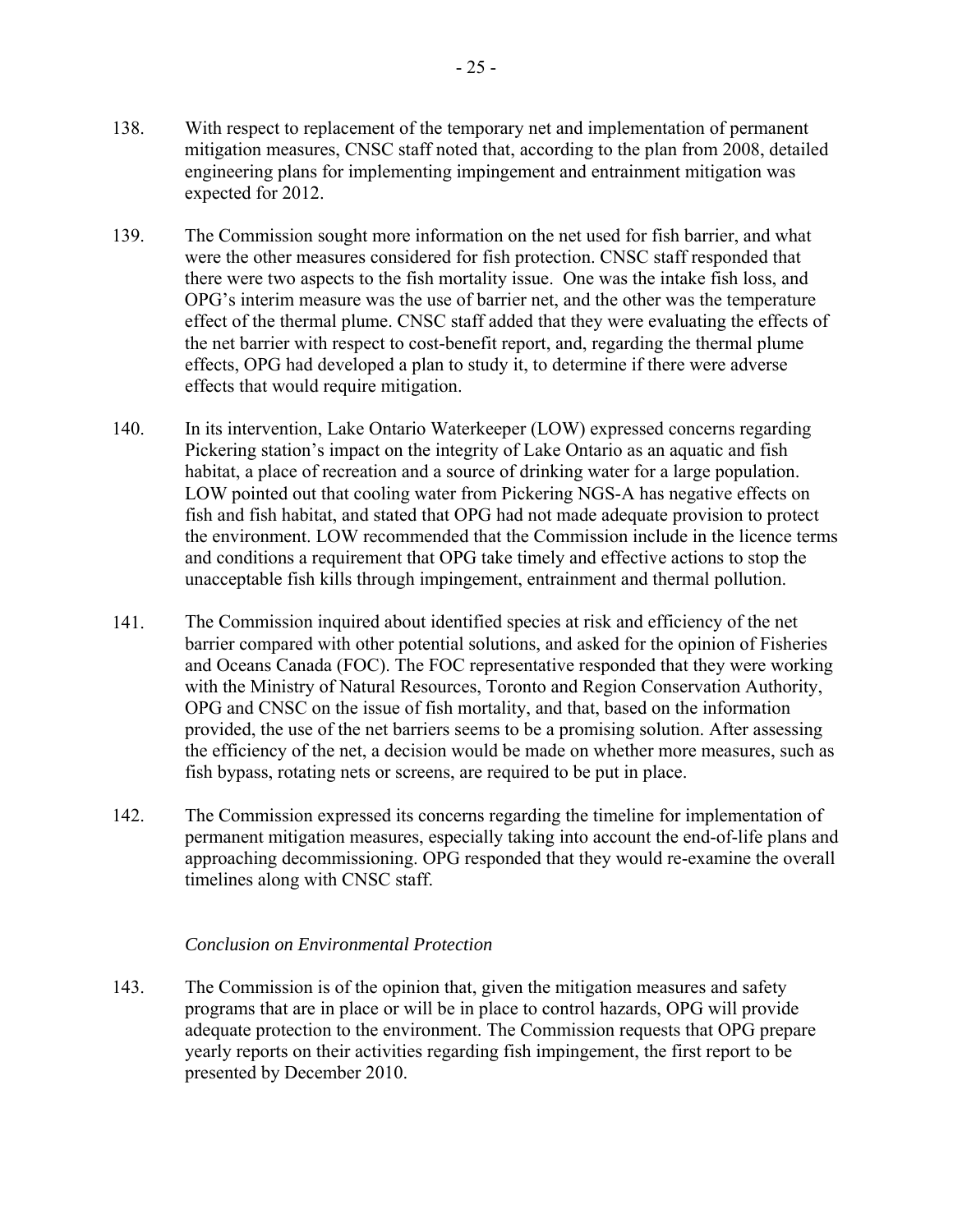138. With respect to replacement of the temporary net and implementation of permanent mitigation measures, CNSC staff noted that, according to the plan from 2008, detailed engineering plans for implementing impingement and entrainment mitigation was expected for 2012.

139. The Commission sought more information on the net used for fish barrier, and what were the other measures considered for fish protection. CNSC staff responded that there were two aspects to the fish mortality issue. One was the intake fish loss, and OPG's interim measure was the use of barrier net, and the other was the temperature effect of the thermal plume. CNSC staff added that they were evaluating the effects of the net barrier with respect to cost-benefit report, and, regarding the thermal plume effects, OPG had developed a plan to study it, to determine if there were adverse effects that would require mitigation.

140. In its intervention, Lake Ontario Waterkeeper (LOW) expressed concerns regarding Pickering station's impact on the integrity of Lake Ontario as an aquatic and fish habitat, a place of recreation and a source of drinking water for a large population. LOW pointed out that cooling water from Pickering NGS-A has negative effects on fish and fish habitat, and stated that OPG had not made adequate provision to protect the environment. LOW recommended that the Commission include in the licence terms and conditions a requirement that OPG take timely and effective actions to stop the unacceptable fish kills through impingement, entrainment and thermal pollution.

141. The Commission inquired about identified species at risk and efficiency of the net barrier compared with other potential solutions, and asked for the opinion of Fisheries and Oceans Canada (FOC). The FOC representative responded that they were working with the Ministry of Natural Resources, Toronto and Region Conservation Authority, OPG and CNSC on the issue of fish mortality, and that, based on the information provided, the use of the net barriers seems to be a promising solution. After assessing the efficiency of the net, a decision would be made on whether more measures, such as fish bypass, rotating nets or screens, are required to be put in place.

142. The Commission expressed its concerns regarding the timeline for implementation of permanent mitigation measures, especially taking into account the end-of-life plans and approaching decommissioning. OPG responded that they would re-examine the overall timelines along with CNSC staff.

*Conclusion on Environmental Protection*

143. The Commission is of the opinion that, given the mitigation measures and safety programs that are in place or will be in place to control hazards, OPG will provide adequate protection to the environment. The Commission requests that OPG prepare yearly reports on their activities regarding fish impingement, the first report to be presented by December 2010.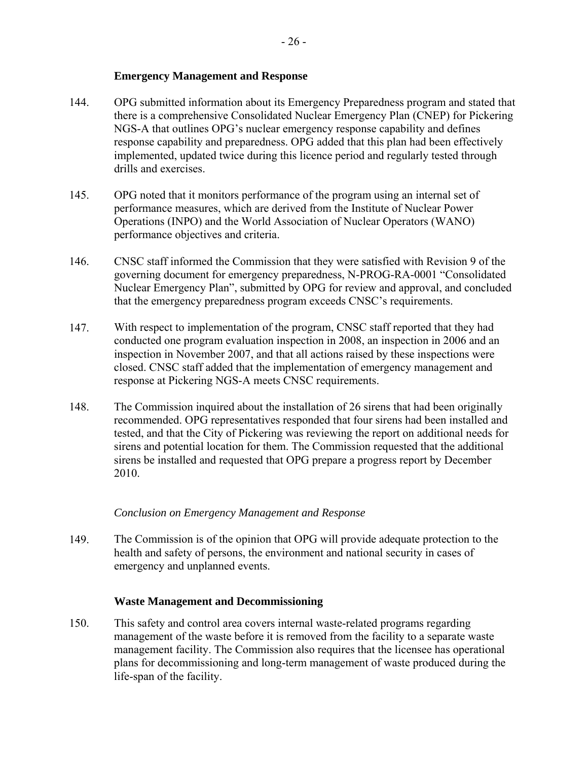### Emergency Management and Response

144. OPG submitted information about its Emergency Preparedness program and stated that there is a comprehensive Consolidated Nuclear Emergency Plan (CNEP) for Pickering NGS-A that outlines OPG's nuclear emergency response capability and defines response capability and preparedness. OPG added that this plan had been effectively implemented, updated twice during this licence period and regularly tested through drills and exercises.

145. OPG noted that it monitors performance of the program using an internal set of performance measures, which are derived from the Institute of Nuclear Power Operations (INPO) and the World Association of Nuclear Operators (WANO) performance objectives and criteria.

146. CNSC staff informed the Commission that they were satisfied with Revision 9 of the governing document for emergency preparedness, N-PROG-RA-0001 "Consolidated Nuclear Emergency Plan", submitted by OPG for review and approval, and concluded that the emergency preparedness program exceeds CNSC's requirements.

147. With respect to implementation of the program, CNSC staff reported that they had conducted one program evaluation inspection in 2008, an inspection in 2006 and an inspection in November 2007, and that all actions raised by these inspections were closed. CNSC staff added that the implementation of emergency management and response at Pickering NGS-A meets CNSC requirements.

148. The Commission inquired about the installation of 26 sirens that had been originally recommended. OPG representatives responded that four sirens had been installed and tested, and that the City of Pickering was reviewing the report on additional needs for sirens and potential location for them. The Commission requested that the additional sirens be installed and requested that OPG prepare a progress report by December 2010.

*Conclusion on Emergency Management and Response*

149. The Commission is of the opinion that OPG will provide adequate protection to the health and safety of persons, the environment and national security in cases of emergency and unplanned events.

### Waste Management and Decommissioning

150. This safety and control area covers internal waste-related programs regarding management of the waste before it is removed from the facility to a separate waste management facility. The Commission also requires that the licensee has operational plans for decommissioning and long-term management of waste produced during the life-span of the facility.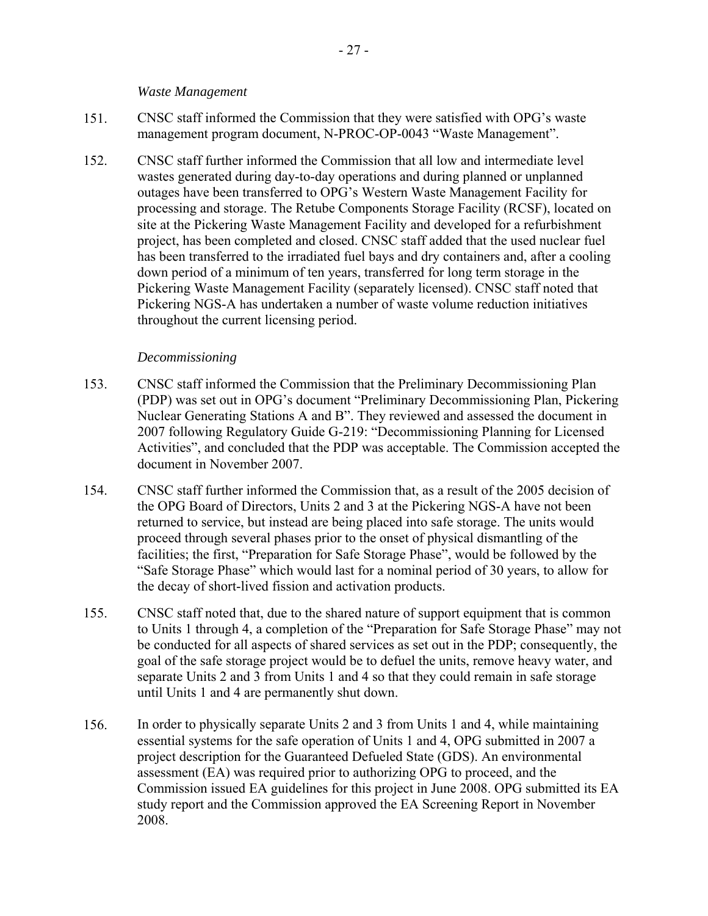*Waste Management*

151. CNSC staff informed the Commission that they were satisfied with OPG's waste management program document, N-PROC-OP-0043 "Waste Management".

152. CNSC staff further informed the Commission that all low and intermediate level wastes generated during day-to-day operations and during planned or unplanned outages have been transferred to OPG's Western Waste Management Facility for processing and storage. The Retube Components Storage Facility (RCSF), located on site at the Pickering Waste Management Facility and developed for a refurbishment project, has been completed and closed. CNSC staff added that the used nuclear fuel has been transferred to the irradiated fuel bays and dry containers and, after a cooling down period of a minimum of ten years, transferred for long term storage in the Pickering Waste Management Facility (separately licensed). CNSC staff noted that Pickering NGS-A has undertaken a number of waste volume reduction initiatives throughout the current licensing period.

*Decommissioning*

153. CNSC staff informed the Commission that the Preliminary Decommissioning Plan (PDP) was set out in OPG's document "Preliminary Decommissioning Plan, Pickering Nuclear Generating Stations A and B". They reviewed and assessed the document in 2007 following Regulatory Guide G-219: "Decommissioning Planning for Licensed Activities", and concluded that the PDP was acceptable. The Commission accepted the document in November 2007.

154. CNSC staff further informed the Commission that, as a result of the 2005 decision of the OPG Board of Directors, Units 2 and 3 at the Pickering NGS-A have not been returned to service, but instead are being placed into safe storage. The units would proceed through several phases prior to the onset of physical dismantling of the facilities; the first, "Preparation for Safe Storage Phase", would be followed by the "Safe Storage Phase" which would last for a nominal period of 30 years, to allow for the decay of short-lived fission and activation products.

155. CNSC staff noted that, due to the shared nature of support equipment that is common to Units 1 through 4, a completion of the "Preparation for Safe Storage Phase" may not be conducted for all aspects of shared services as set out in the PDP; consequently, the goal of the safe storage project would be to defuel the units, remove heavy water, and separate Units 2 and 3 from Units 1 and 4 so that they could remain in safe storage until Units 1 and 4 are permanently shut down.

156. In order to physically separate Units 2 and 3 from Units 1 and 4, while maintaining essential systems for the safe operation of Units 1 and 4, OPG submitted in 2007 a project description for the Guaranteed Defueled State (GDS). An environmental assessment (EA) was required prior to authorizing OPG to proceed, and the Commission issued EA guidelines for this project in June 2008. OPG submitted its EA study report and the Commission approved the EA Screening Report in November 2008.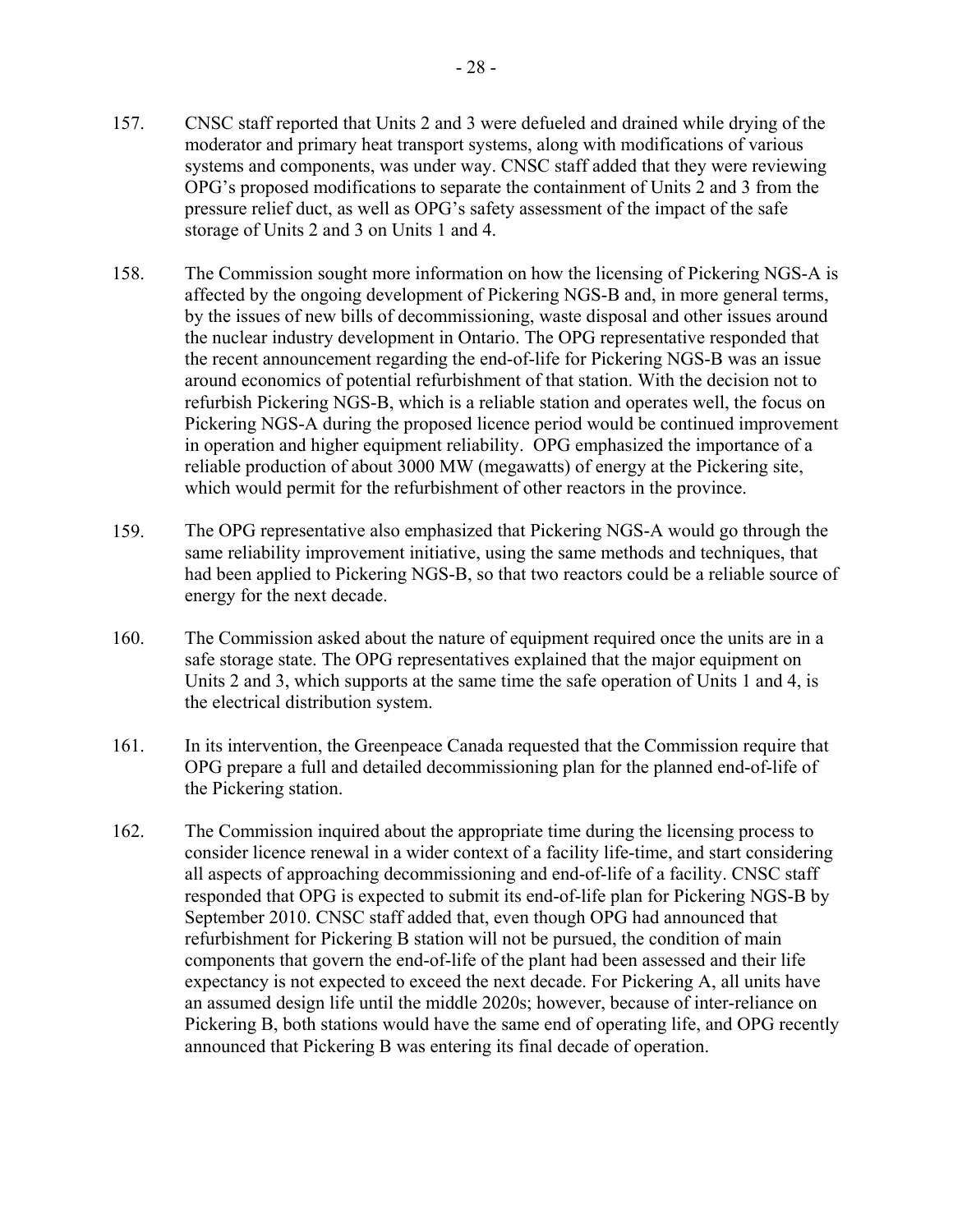157. CNSC staff reported that Units 2 and 3 were defueled and drained while drying of the moderator and primary heat transport systems, along with modifications of various systems and components, was under way. CNSC staff added that they were reviewing OPG's proposed modifications to separate the containment of Units 2 and 3 from the pressure relief duct, as well as OPG's safety assessment of the impact of the safe storage of Units 2 and 3 on Units 1 and 4.

158. The Commission sought more information on how the licensing of Pickering NGS-A is affected by the ongoing development of Pickering NGS-B and, in more general terms, by the issues of new bills of decommissioning, waste disposal and other issues around the nuclear industry development in Ontario. The OPG representative responded that the recent announcement regarding the end-of-life for Pickering NGS-B was an issue around economics of potential refurbishment of that station. With the decision not to refurbish Pickering NGS-B, which is a reliable station and operates well, the focus on Pickering NGS-A during the proposed licence period would be continued improvement in operation and higher equipment reliability. OPG emphasized the importance of a reliable production of about 3000 MW (megawatts) of energy at the Pickering site, which would permit for the refurbishment of other reactors in the province.

159. The OPG representative also emphasized that Pickering NGS-A would go through the same reliability improvement initiative, using the same methods and techniques, that had been applied to Pickering NGS-B, so that two reactors could be a reliable source of energy for the next decade.

160. The Commission asked about the nature of equipment required once the units are in a safe storage state. The OPG representatives explained that the major equipment on Units 2 and 3, which supports at the same time the safe operation of Units 1 and 4, is the electrical distribution system.

161. In its intervention, the Greenpeace Canada requested that the Commission require that OPG prepare a full and detailed decommissioning plan for the planned end-of-life of the Pickering station.

162. The Commission inquired about the appropriate time during the licensing process to consider licence renewal in a wider context of a facility life-time, and start considering all aspects of approaching decommissioning and end-of-life of a facility. CNSC staff responded that OPG is expected to submit its end-of-life plan for Pickering NGS-B by September 2010. CNSC staff added that, even though OPG had announced that refurbishment for Pickering B station will not be pursued, the condition of main components that govern the end-of-life of the plant had been assessed and their life expectancy is not expected to exceed the next decade. For Pickering A, all units have an assumed design life until the middle 2020s; however, because of inter-reliance on Pickering B, both stations would have the same end of operating life, and OPG recently announced that Pickering B was entering its final decade of operation.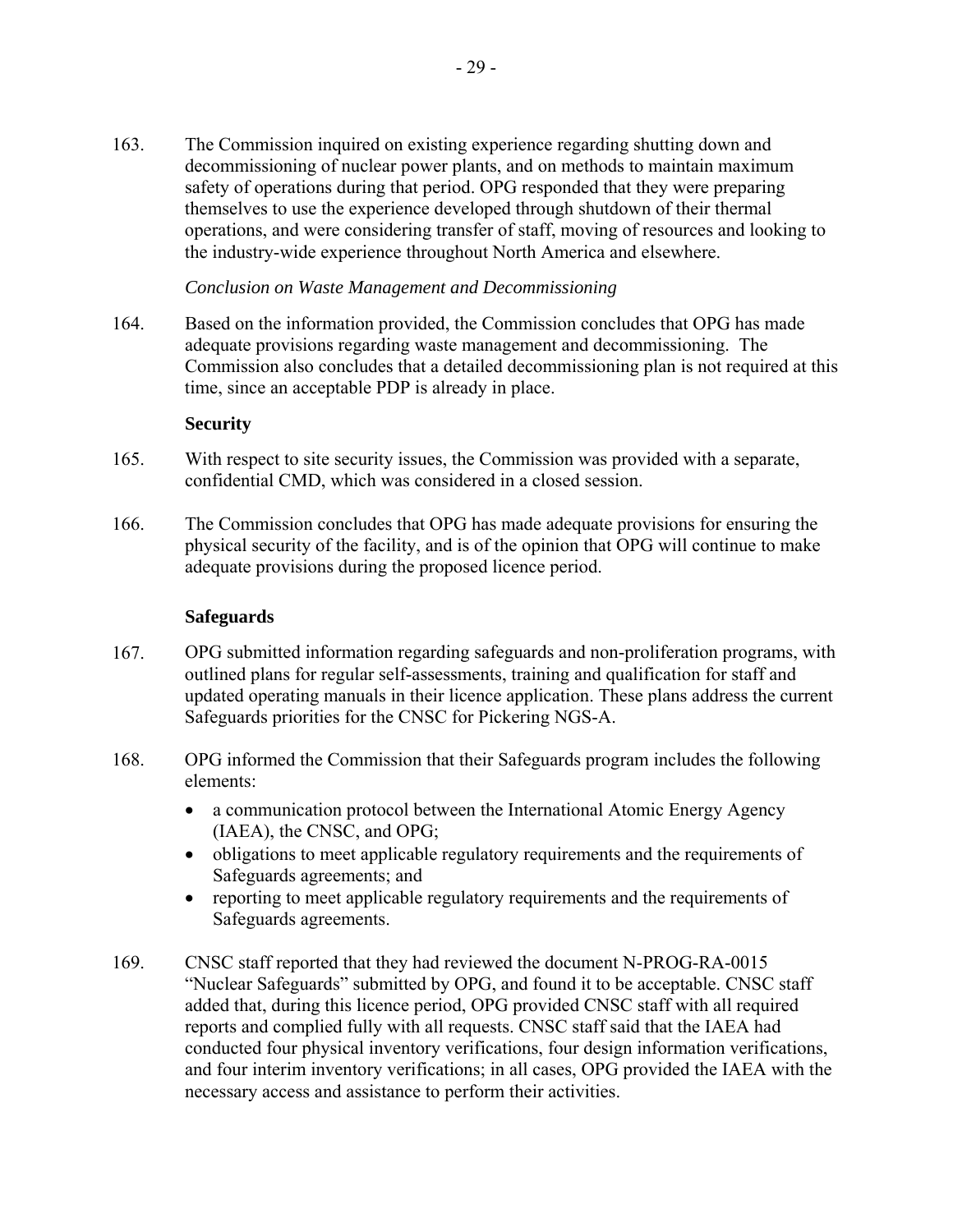163. The Commission inquired on existing experience regarding shutting down and decommissioning of nuclear power plants, and on methods to maintain maximum safety of operations during that period. OPG responded that they were preparing themselves to use the experience developed through shutdown of their thermal operations, and were considering transfer of staff, moving of resources and looking to the industry-wide experience throughout North America and elsewhere.

*Conclusion on Waste Management and Decommissioning*

164. Based on the information provided, the Commission concludes that OPG has made adequate provisions regarding waste management and decommissioning. The Commission also concludes that a detailed decommissioning plan is not required at this time, since an acceptable PDP is already in place.

**Security**

165. With respect to site security issues, the Commission was provided with a separate, confidential CMD, which was considered in a closed session.

166. The Commission concludes that OPG has made adequate provisions for ensuring the physical security of the facility, and is of the opinion that OPG will continue to make adequate provisions during the proposed licence period.

**Safeguards**

167. OPG submitted information regarding safeguards and non-proliferation programs, with outlined plans for regular self-assessments, training and qualification for staff and updated operating manuals in their licence application. These plans address the current Safeguards priorities for the CNSC for Pickering NGS-A.

168. OPG informed the Commission that their Safeguards program includes the following elements:

- a communication protocol between the International Atomic Energy Agency (IAEA), the CNSC, and OPG;
- obligations to meet applicable regulatory requirements and the requirements of Safeguards agreements; and
- reporting to meet applicable regulatory requirements and the requirements of Safeguards agreements.

169. CNSC staff reported that they had reviewed the document N-PROG-RA-0015 “Nuclear Safeguards” submitted by OPG, and found it to be acceptable. CNSC staff added that, during this licence period, OPG provided CNSC staff with all required reports and complied fully with all requests. CNSC staff said that the IAEA had conducted four physical inventory verifications, four design information verifications, and four interim inventory verifications; in all cases, OPG provided the IAEA with the necessary access and assistance to perform their activities.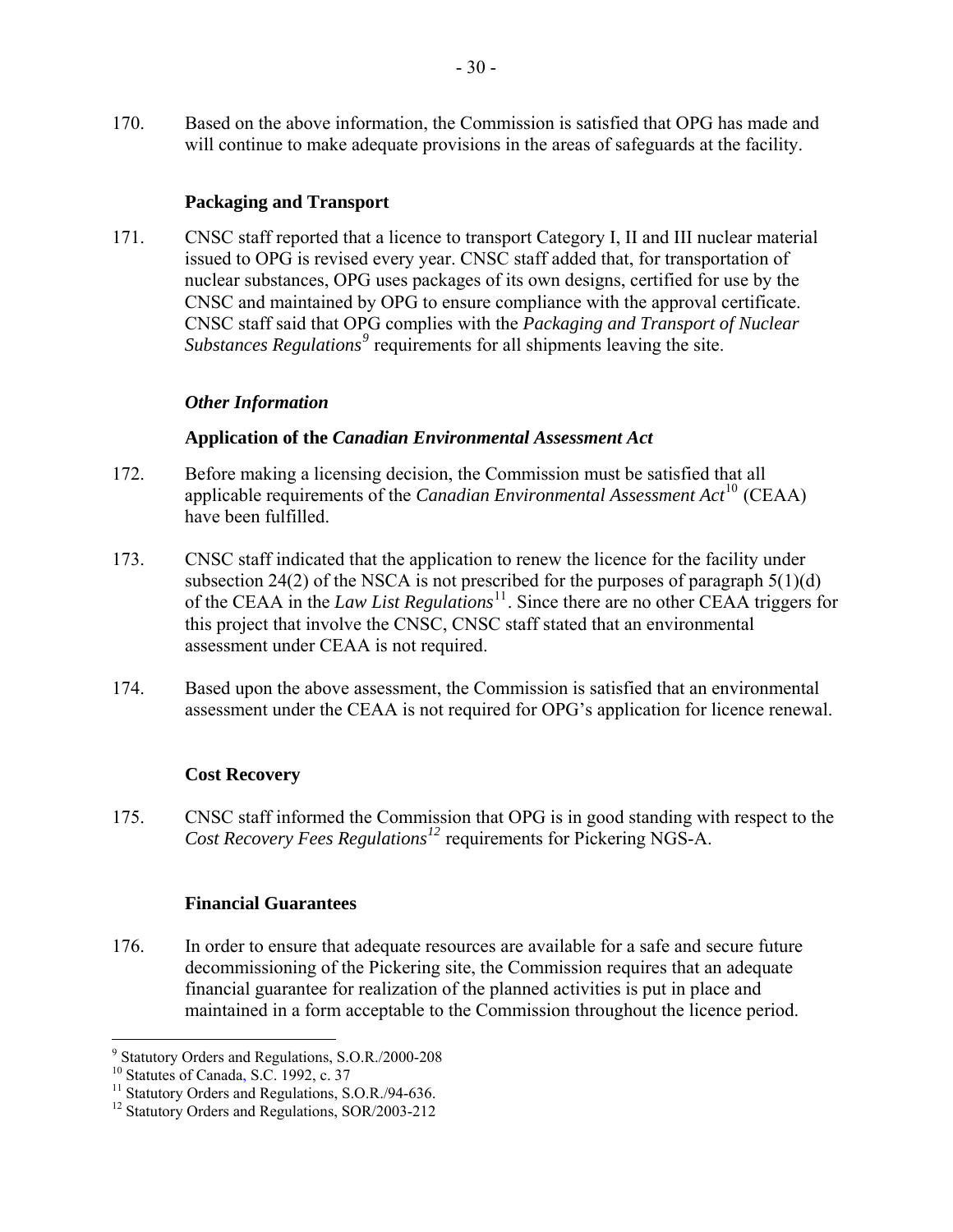170. Based on the above information, the Commission is satisfied that OPG has made and will continue to make adequate provisions in the areas of safeguards at the facility.

### Packaging and Transport

171. CNSC staff reported that a licence to transport Category I, II and III nuclear material issued to OPG is revised every year. CNSC staff added that, for transportation of nuclear substances, OPG uses packages of its own designs, certified for use by the CNSC and maintained by OPG to ensure compliance with the approval certificate. CNSC staff said that OPG complies with the *Packaging and Transport of Nuclear Substances Regulations*[9] requirements for all shipments leaving the site.

### *Other Information*

### Application of the *Canadian Environmental Assessment Act*

172. Before making a licensing decision, the Commission must be satisfied that all applicable requirements of the *Canadian Environmental Assessment Act*[10] (CEAA) have been fulfilled.

173. CNSC staff indicated that the application to renew the licence for the facility under subsection 24(2) of the NSCA is not prescribed for the purposes of paragraph 5(1)(d) of the CEAA in the *Law List Regulations*[11]. Since there are no other CEAA triggers for this project that involve the CNSC, CNSC staff stated that an environmental assessment under CEAA is not required.

174. Based upon the above assessment, the Commission is satisfied that an environmental assessment under the CEAA is not required for OPG's application for licence renewal.

### Cost Recovery

175. CNSC staff informed the Commission that OPG is in good standing with respect to the *Cost Recovery Fees Regulations*[12] requirements for Pickering NGS-A.

### Financial Guarantees

176. In order to ensure that adequate resources are available for a safe and secure future decommissioning of the Pickering site, the Commission requires that an adequate financial guarantee for realization of the planned activities is put in place and maintained in a form acceptable to the Commission throughout the licence period.

---

[9] Statutory Orders and Regulations, S.O.R./2000-208
[10] Statutes of Canada, S.C. 1992, c. 37
[11] Statutory Orders and Regulations, S.O.R./94-636.
[12] Statutory Orders and Regulations, SOR/2003-212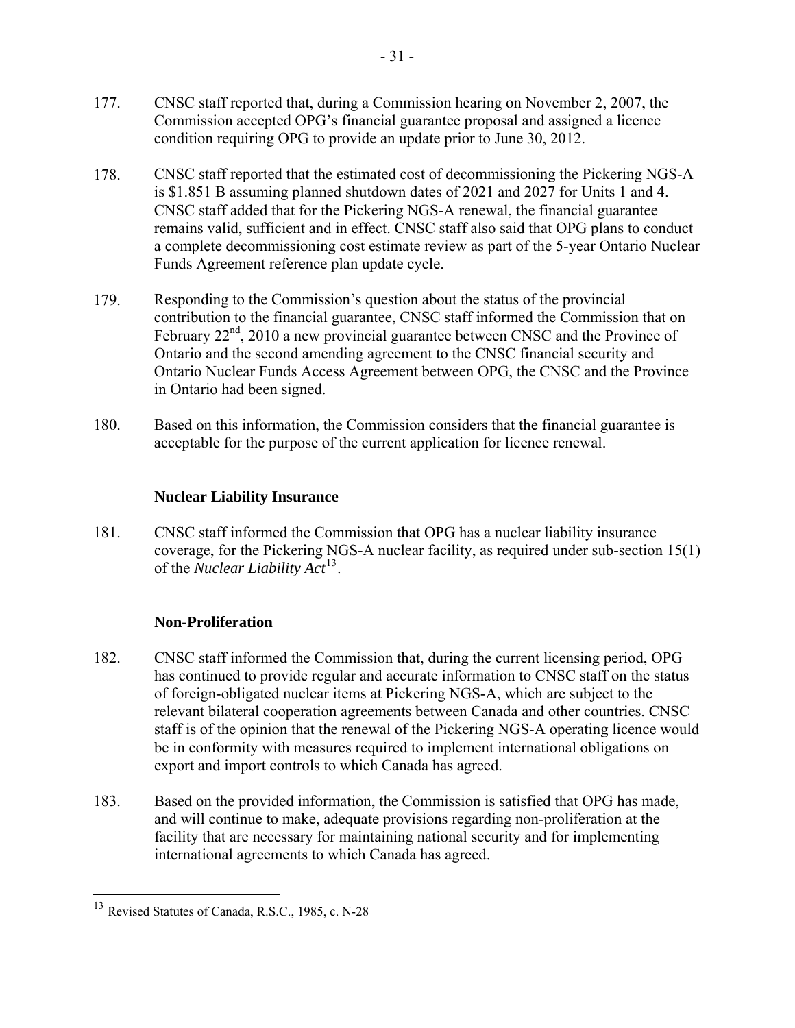177. CNSC staff reported that, during a Commission hearing on November 2, 2007, the Commission accepted OPG's financial guarantee proposal and assigned a licence condition requiring OPG to provide an update prior to June 30, 2012.

178. CNSC staff reported that the estimated cost of decommissioning the Pickering NGS-A is $1.851 B assuming planned shutdown dates of 2021 and 2027 for Units 1 and 4. CNSC staff added that for the Pickering NGS-A renewal, the financial guarantee remains valid, sufficient and in effect. CNSC staff also said that OPG plans to conduct a complete decommissioning cost estimate review as part of the 5-year Ontario Nuclear Funds Agreement reference plan update cycle.

179. Responding to the Commission's question about the status of the provincial contribution to the financial guarantee, CNSC staff informed the Commission that on February 22nd, 2010 a new provincial guarantee between CNSC and the Province of Ontario and the second amending agreement to the CNSC financial security and Ontario Nuclear Funds Access Agreement between OPG, the CNSC and the Province in Ontario had been signed.

180. Based on this information, the Commission considers that the financial guarantee is acceptable for the purpose of the current application for licence renewal.

### Nuclear Liability Insurance

181. CNSC staff informed the Commission that OPG has a nuclear liability insurance coverage, for the Pickering NGS-A nuclear facility, as required under sub-section 15(1) of the *Nuclear Liability Act*[13].

### Non-Proliferation

182. CNSC staff informed the Commission that, during the current licensing period, OPG has continued to provide regular and accurate information to CNSC staff on the status of foreign-obligated nuclear items at Pickering NGS-A, which are subject to the relevant bilateral cooperation agreements between Canada and other countries. CNSC staff is of the opinion that the renewal of the Pickering NGS-A operating licence would be in conformity with measures required to implement international obligations on export and import controls to which Canada has agreed.

183. Based on the provided information, the Commission is satisfied that OPG has made, and will continue to make, adequate provisions regarding non-proliferation at the facility that are necessary for maintaining national security and for implementing international agreements to which Canada has agreed.

---

[13] Revised Statutes of Canada, R.S.C., 1985, c. N-28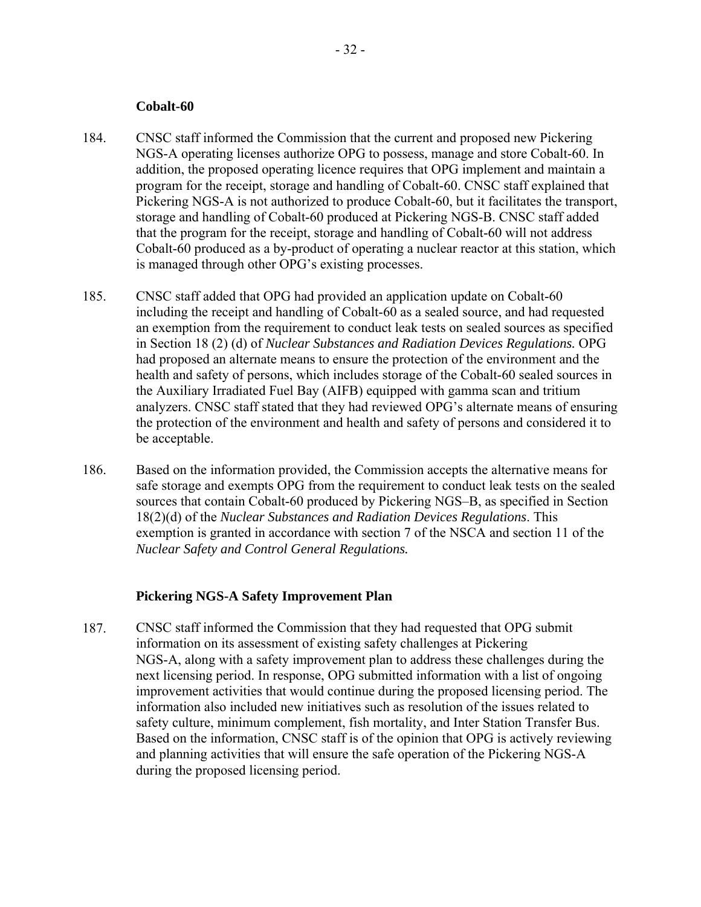**Cobalt-60**

184. CNSC staff informed the Commission that the current and proposed new Pickering NGS-A operating licenses authorize OPG to possess, manage and store Cobalt-60. In addition, the proposed operating licence requires that OPG implement and maintain a program for the receipt, storage and handling of Cobalt-60. CNSC staff explained that Pickering NGS-A is not authorized to produce Cobalt-60, but it facilitates the transport, storage and handling of Cobalt-60 produced at Pickering NGS-B. CNSC staff added that the program for the receipt, storage and handling of Cobalt-60 will not address Cobalt-60 produced as a by-product of operating a nuclear reactor at this station, which is managed through other OPG's existing processes.

185. CNSC staff added that OPG had provided an application update on Cobalt-60 including the receipt and handling of Cobalt-60 as a sealed source, and had requested an exemption from the requirement to conduct leak tests on sealed sources as specified in Section 18 (2) (d) of *Nuclear Substances and Radiation Devices Regulations.* OPG had proposed an alternate means to ensure the protection of the environment and the health and safety of persons, which includes storage of the Cobalt-60 sealed sources in the Auxiliary Irradiated Fuel Bay (AIFB) equipped with gamma scan and tritium analyzers. CNSC staff stated that they had reviewed OPG's alternate means of ensuring the protection of the environment and health and safety of persons and considered it to be acceptable.

186. Based on the information provided, the Commission accepts the alternative means for safe storage and exempts OPG from the requirement to conduct leak tests on the sealed sources that contain Cobalt-60 produced by Pickering NGS–B, as specified in Section 18(2)(d) of the *Nuclear Substances and Radiation Devices Regulations*. This exemption is granted in accordance with section 7 of the NSCA and section 11 of the *Nuclear Safety and Control General Regulations.*

**Pickering NGS-A Safety Improvement Plan**

187. CNSC staff informed the Commission that they had requested that OPG submit information on its assessment of existing safety challenges at Pickering NGS-A, along with a safety improvement plan to address these challenges during the next licensing period. In response, OPG submitted information with a list of ongoing improvement activities that would continue during the proposed licensing period. The information also included new initiatives such as resolution of the issues related to safety culture, minimum complement, fish mortality, and Inter Station Transfer Bus. Based on the information, CNSC staff is of the opinion that OPG is actively reviewing and planning activities that will ensure the safe operation of the Pickering NGS-A during the proposed licensing period.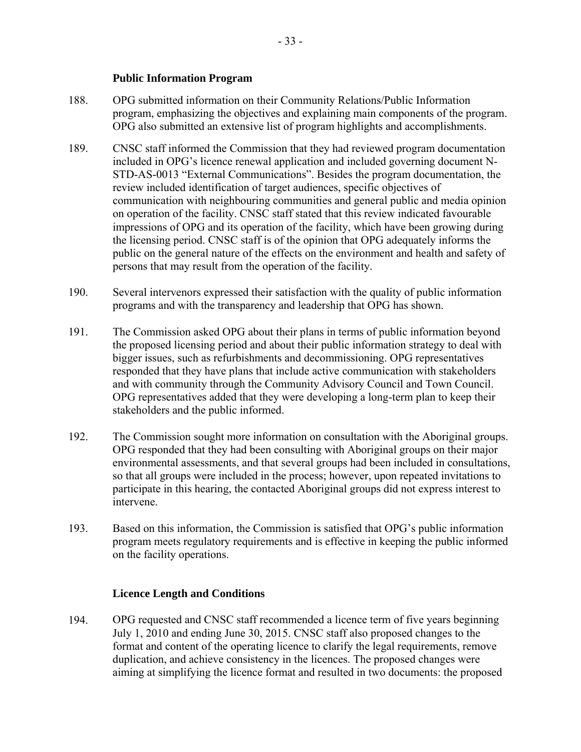### Public Information Program

188. OPG submitted information on their Community Relations/Public Information program, emphasizing the objectives and explaining main components of the program. OPG also submitted an extensive list of program highlights and accomplishments.

189. CNSC staff informed the Commission that they had reviewed program documentation included in OPG's licence renewal application and included governing document N-STD-AS-0013 "External Communications". Besides the program documentation, the review included identification of target audiences, specific objectives of communication with neighbouring communities and general public and media opinion on operation of the facility. CNSC staff stated that this review indicated favourable impressions of OPG and its operation of the facility, which have been growing during the licensing period. CNSC staff is of the opinion that OPG adequately informs the public on the general nature of the effects on the environment and health and safety of persons that may result from the operation of the facility.

190. Several intervenors expressed their satisfaction with the quality of public information programs and with the transparency and leadership that OPG has shown.

191. The Commission asked OPG about their plans in terms of public information beyond the proposed licensing period and about their public information strategy to deal with bigger issues, such as refurbishments and decommissioning. OPG representatives responded that they have plans that include active communication with stakeholders and with community through the Community Advisory Council and Town Council. OPG representatives added that they were developing a long-term plan to keep their stakeholders and the public informed.

192. The Commission sought more information on consultation with the Aboriginal groups. OPG responded that they had been consulting with Aboriginal groups on their major environmental assessments, and that several groups had been included in consultations, so that all groups were included in the process; however, upon repeated invitations to participate in this hearing, the contacted Aboriginal groups did not express interest to intervene.

193. Based on this information, the Commission is satisfied that OPG's public information program meets regulatory requirements and is effective in keeping the public informed on the facility operations.

### Licence Length and Conditions

194. OPG requested and CNSC staff recommended a licence term of five years beginning July 1, 2010 and ending June 30, 2015. CNSC staff also proposed changes to the format and content of the operating licence to clarify the legal requirements, remove duplication, and achieve consistency in the licences. The proposed changes were aiming at simplifying the licence format and resulted in two documents: the proposed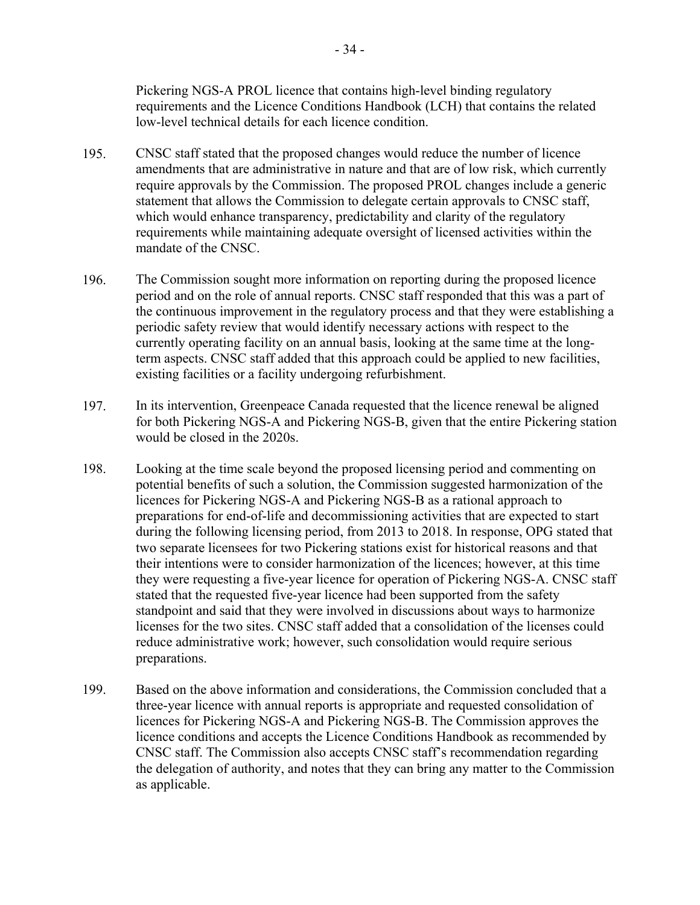Pickering NGS-A PROL licence that contains high-level binding regulatory requirements and the Licence Conditions Handbook (LCH) that contains the related low-level technical details for each licence condition.

195. CNSC staff stated that the proposed changes would reduce the number of licence amendments that are administrative in nature and that are of low risk, which currently require approvals by the Commission. The proposed PROL changes include a generic statement that allows the Commission to delegate certain approvals to CNSC staff, which would enhance transparency, predictability and clarity of the regulatory requirements while maintaining adequate oversight of licensed activities within the mandate of the CNSC.

196. The Commission sought more information on reporting during the proposed licence period and on the role of annual reports. CNSC staff responded that this was a part of the continuous improvement in the regulatory process and that they were establishing a periodic safety review that would identify necessary actions with respect to the currently operating facility on an annual basis, looking at the same time at the long-term aspects. CNSC staff added that this approach could be applied to new facilities, existing facilities or a facility undergoing refurbishment.

197. In its intervention, Greenpeace Canada requested that the licence renewal be aligned for both Pickering NGS-A and Pickering NGS-B, given that the entire Pickering station would be closed in the 2020s.

198. Looking at the time scale beyond the proposed licensing period and commenting on potential benefits of such a solution, the Commission suggested harmonization of the licences for Pickering NGS-A and Pickering NGS-B as a rational approach to preparations for end-of-life and decommissioning activities that are expected to start during the following licensing period, from 2013 to 2018. In response, OPG stated that two separate licensees for two Pickering stations exist for historical reasons and that their intentions were to consider harmonization of the licences; however, at this time they were requesting a five-year licence for operation of Pickering NGS-A. CNSC staff stated that the requested five-year licence had been supported from the safety standpoint and said that they were involved in discussions about ways to harmonize licenses for the two sites. CNSC staff added that a consolidation of the licenses could reduce administrative work; however, such consolidation would require serious preparations.

199. Based on the above information and considerations, the Commission concluded that a three-year licence with annual reports is appropriate and requested consolidation of licences for Pickering NGS-A and Pickering NGS-B. The Commission approves the licence conditions and accepts the Licence Conditions Handbook as recommended by CNSC staff. The Commission also accepts CNSC staff's recommendation regarding the delegation of authority, and notes that they can bring any matter to the Commission as applicable.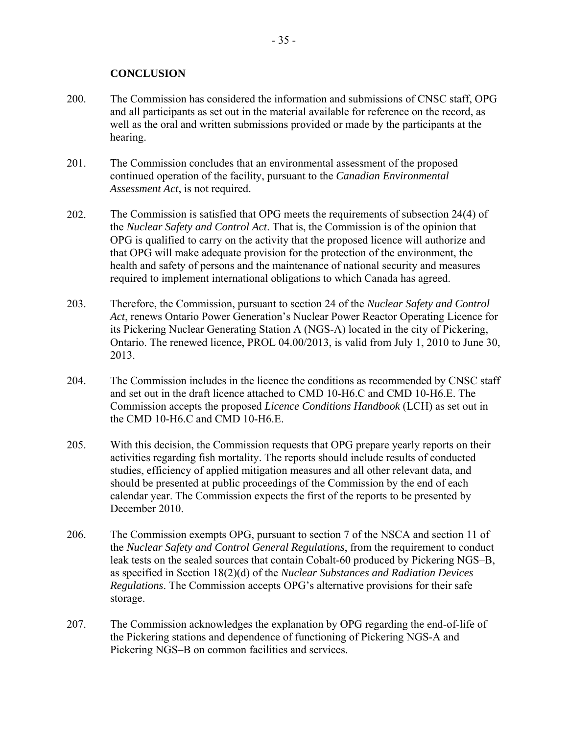## CONCLUSION

200. The Commission has considered the information and submissions of CNSC staff, OPG and all participants as set out in the material available for reference on the record, as well as the oral and written submissions provided or made by the participants at the hearing.

201. The Commission concludes that an environmental assessment of the proposed continued operation of the facility, pursuant to the *Canadian Environmental Assessment Act*, is not required.

202. The Commission is satisfied that OPG meets the requirements of subsection 24(4) of the *Nuclear Safety and Control Act*. That is, the Commission is of the opinion that OPG is qualified to carry on the activity that the proposed licence will authorize and that OPG will make adequate provision for the protection of the environment, the health and safety of persons and the maintenance of national security and measures required to implement international obligations to which Canada has agreed.

203. Therefore, the Commission, pursuant to section 24 of the *Nuclear Safety and Control Act*, renews Ontario Power Generation's Nuclear Power Reactor Operating Licence for its Pickering Nuclear Generating Station A (NGS-A) located in the city of Pickering, Ontario. The renewed licence, PROL 04.00/2013, is valid from July 1, 2010 to June 30, 2013.

204. The Commission includes in the licence the conditions as recommended by CNSC staff and set out in the draft licence attached to CMD 10-H6.C and CMD 10-H6.E. The Commission accepts the proposed *Licence Conditions Handbook* (LCH) as set out in the CMD 10-H6.C and CMD 10-H6.E.

205. With this decision, the Commission requests that OPG prepare yearly reports on their activities regarding fish mortality. The reports should include results of conducted studies, efficiency of applied mitigation measures and all other relevant data, and should be presented at public proceedings of the Commission by the end of each calendar year. The Commission expects the first of the reports to be presented by December 2010.

206. The Commission exempts OPG, pursuant to section 7 of the NSCA and section 11 of the *Nuclear Safety and Control General Regulations*, from the requirement to conduct leak tests on the sealed sources that contain Cobalt-60 produced by Pickering NGS–B, as specified in Section 18(2)(d) of the *Nuclear Substances and Radiation Devices Regulations*. The Commission accepts OPG's alternative provisions for their safe storage.

207. The Commission acknowledges the explanation by OPG regarding the end-of-life of the Pickering stations and dependence of functioning of Pickering NGS-A and Pickering NGS–B on common facilities and services.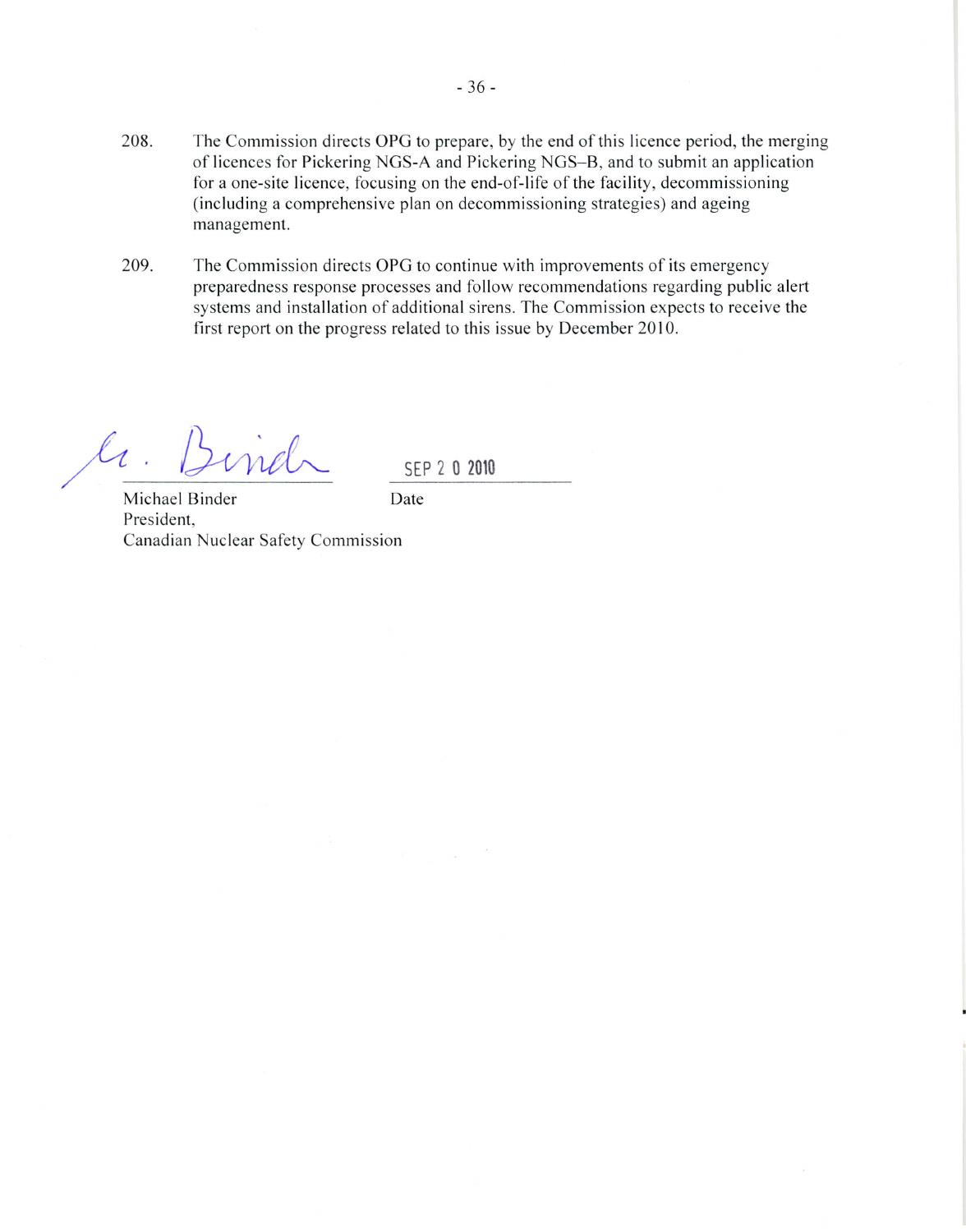208. The Commission directs OPG to prepare, by the end of this licence period, the merging of licences for Pickering NGS-A and Pickering NGS–B, and to submit an application for a one-site licence, focusing on the end-of-life of the facility, decommissioning (including a comprehensive plan on decommissioning strategies) and ageing management.

209. The Commission directs OPG to continue with improvements of its emergency preparedness response processes and follow recommendations regarding public alert systems and installation of additional sirens. The Commission expects to receive the first report on the progress related to this issue by December 2010.

| | |
|---|---|
| Michael Binder<br>President,<br>Canadian Nuclear Safety Commission | SEP 2 0 2010<br>Date |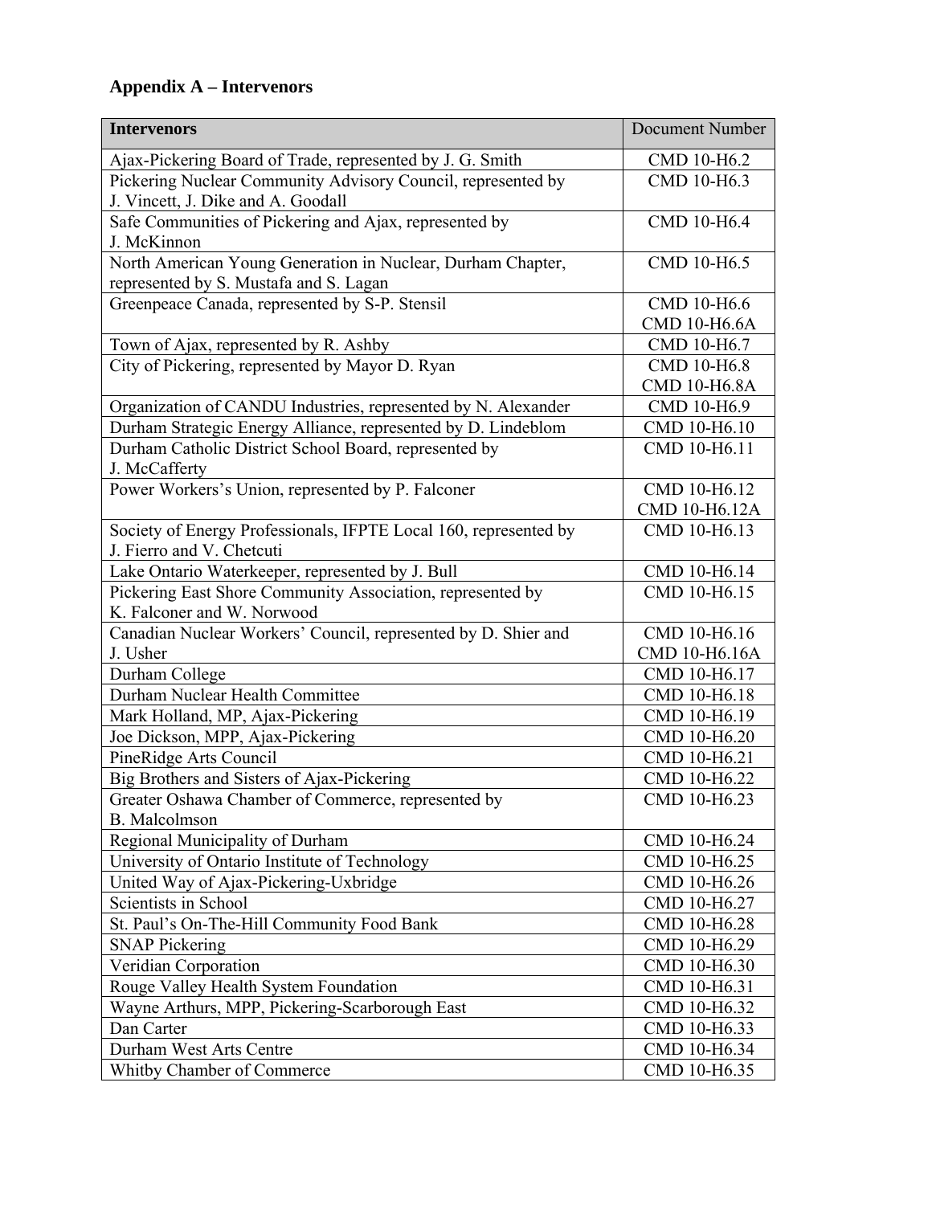## Appendix A – Intervenors

| **Intervenors** | Document Number |
|---|---|
| Ajax-Pickering Board of Trade, represented by J. G. Smith | CMD 10-H6.2 |
| Pickering Nuclear Community Advisory Council, represented by J. Vincett, J. Dike and A. Goodall | CMD 10-H6.3 |
| Safe Communities of Pickering and Ajax, represented by J. McKinnon | CMD 10-H6.4 |
| North American Young Generation in Nuclear, Durham Chapter, represented by S. Mustafa and S. Lagan | CMD 10-H6.5 |
| Greenpeace Canada, represented by S-P. Stensil | CMD 10-H6.6<br>CMD 10-H6.6A |
| Town of Ajax, represented by R. Ashby | CMD 10-H6.7 |
| City of Pickering, represented by Mayor D. Ryan | CMD 10-H6.8<br>CMD 10-H6.8A |
| Organization of CANDU Industries, represented by N. Alexander | CMD 10-H6.9 |
| Durham Strategic Energy Alliance, represented by D. Lindeblom | CMD 10-H6.10 |
| Durham Catholic District School Board, represented by J. McCafferty | CMD 10-H6.11 |
| Power Workers's Union, represented by P. Falconer | CMD 10-H6.12<br>CMD 10-H6.12A |
| Society of Energy Professionals, IFPTE Local 160, represented by J. Fierro and V. Chetcuti | CMD 10-H6.13 |
| Lake Ontario Waterkeeper, represented by J. Bull | CMD 10-H6.14 |
| Pickering East Shore Community Association, represented by K. Falconer and W. Norwood | CMD 10-H6.15 |
| Canadian Nuclear Workers' Council, represented by D. Shier and J. Usher | CMD 10-H6.16<br>CMD 10-H6.16A |
| Durham College | CMD 10-H6.17 |
| Durham Nuclear Health Committee | CMD 10-H6.18 |
| Mark Holland, MP, Ajax-Pickering | CMD 10-H6.19 |
| Joe Dickson, MPP, Ajax-Pickering | CMD 10-H6.20 |
| PineRidge Arts Council | CMD 10-H6.21 |
| Big Brothers and Sisters of Ajax-Pickering | CMD 10-H6.22 |
| Greater Oshawa Chamber of Commerce, represented by B. Malcolmson | CMD 10-H6.23 |
| Regional Municipality of Durham | CMD 10-H6.24 |
| University of Ontario Institute of Technology | CMD 10-H6.25 |
| United Way of Ajax-Pickering-Uxbridge | CMD 10-H6.26 |
| Scientists in School | CMD 10-H6.27 |
| St. Paul's On-The-Hill Community Food Bank | CMD 10-H6.28 |
| SNAP Pickering | CMD 10-H6.29 |
| Veridian Corporation | CMD 10-H6.30 |
| Rouge Valley Health System Foundation | CMD 10-H6.31 |
| Wayne Arthurs, MPP, Pickering-Scarborough East | CMD 10-H6.32 |
| Dan Carter | CMD 10-H6.33 |
| Durham West Arts Centre | CMD 10-H6.34 |
| Whitby Chamber of Commerce | CMD 10-H6.35 |